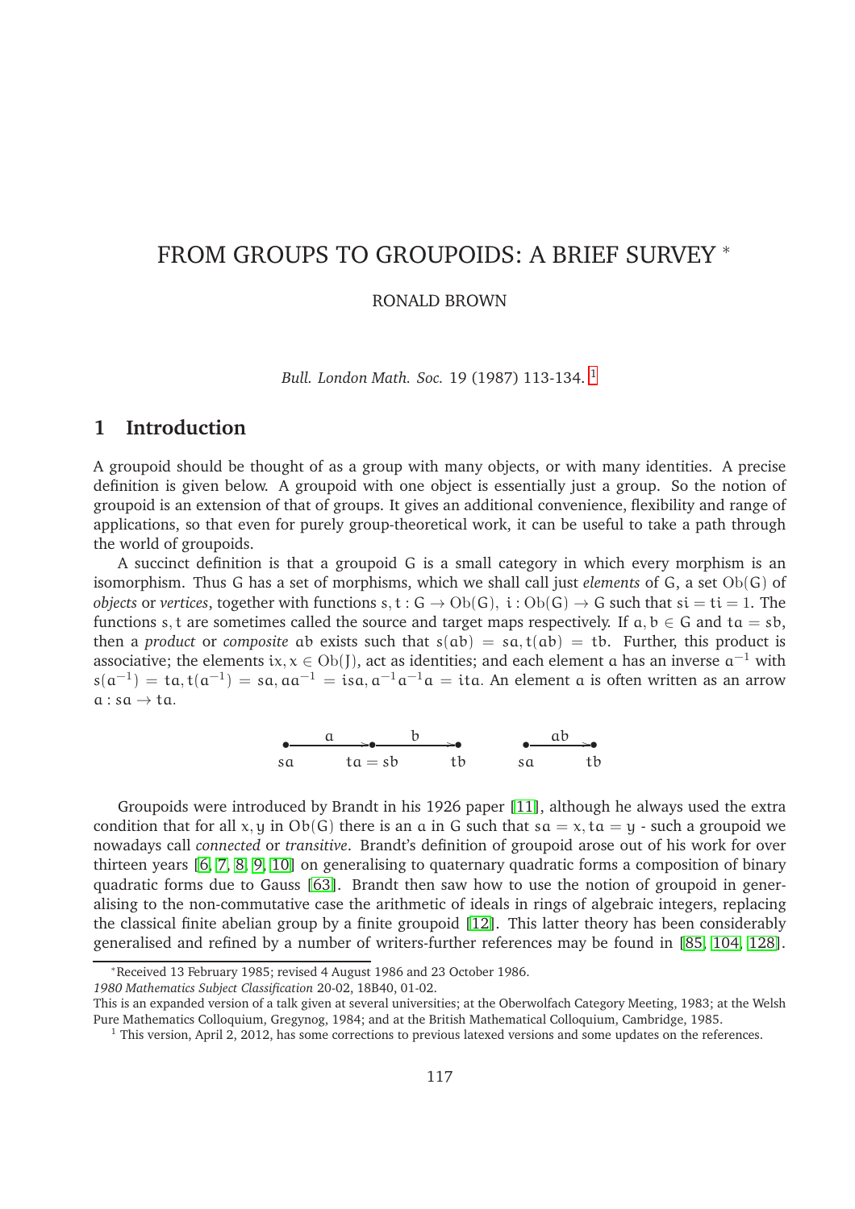# FROM GROUPS TO GROUPOIDS: A BRIEF SURVEY *

RONALD BROWN

*Bull. London Math. Soc.* 19 (1987) 113-134. [1]

## 1 Introduction

A groupoid should be thought of as a group with many objects, or with many identities. A precise definition is given below. A groupoid with one object is essentially just a group. So the notion of groupoid is an extension of that of groups. It gives an additional convenience, flexibility and range of applications, so that even for purely group-theoretical work, it can be useful to take a path through the world of groupoids.

A succinct definition is that a groupoid G is a small category in which every morphism is an isomorphism. Thus G has a set of morphisms, which we shall call just *elements* of G, a set $\mathrm{Ob}(G)$ of *objects* or *vertices*, together with functions $s, t : G \to \mathrm{Ob}(G)$, $i : \mathrm{Ob}(G) \to G$ such that $si = ti = 1$. The functions $s, t$ are sometimes called the source and target maps respectively. If $a, b \in G$ and $ta = sb$, then a *product* or *composite* $ab$ exists such that $s(ab) = sa, t(ab) = tb$. Further, this product is associative; the elements $ix, x \in \mathrm{Ob}(J)$, act as identities; and each element $a$ has an inverse $a^{-1}$ with $s(a^{-1}) = ta, t(a^{-1}) = sa, aa^{-1} = isa, a^{-1}a^{-1}a = ita$. An element $a$ is often written as an arrow $a : sa \to ta$.

$$\underset{sa}{\bullet} \xrightarrow{\;a\;} \underset{ta = sb}{\bullet} \xrightarrow{\;b\;} \underset{tb}{\bullet} \qquad \underset{sa}{\bullet} \xrightarrow{\;ab\;} \underset{tb}{\bullet}$$

Groupoids were introduced by Brandt in his 1926 paper [11], although he always used the extra condition that for all $x, y$ in $\mathrm{Ob}(G)$ there is an $a$ in G such that $sa = x, ta = y$ - such a groupoid we nowadays call *connected* or *transitive*. Brandt's definition of groupoid arose out of his work for over thirteen years [6, 7, 8, 9, 10] on generalising to quaternary quadratic forms a composition of binary quadratic forms due to Gauss [63]. Brandt then saw how to use the notion of groupoid in generalising to the non-commutative case the arithmetic of ideals in rings of algebraic integers, replacing the classical finite abelian group by a finite groupoid [12]. This latter theory has been considerably generalised and refined by a number of writers-further references may be found in [85, 104, 128].

---

*Received 13 February 1985; revised 4 August 1986 and 23 October 1986.

*1980 Mathematics Subject Classification* 20-02, 18B40, 01-02.

This is an expanded version of a talk given at several universities; at the Oberwolfach Category Meeting, 1983; at the Welsh Pure Mathematics Colloquium, Gregynog, 1984; and at the British Mathematical Colloquium, Cambridge, 1985.

[1] This version, April 2, 2012, has some corrections to previous latexed versions and some updates on the references.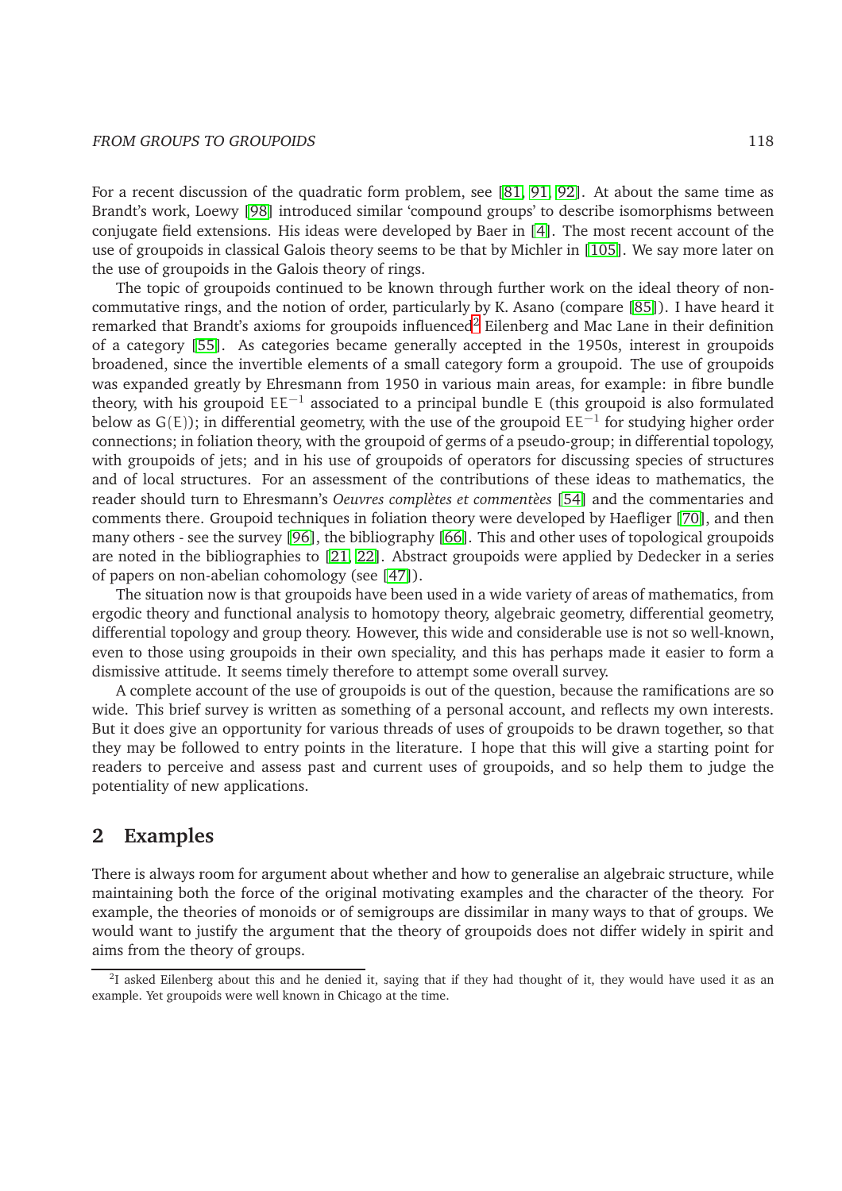For a recent discussion of the quadratic form problem, see [81, 91, 92]. At about the same time as Brandt's work, Loewy [98] introduced similar 'compound groups' to describe isomorphisms between conjugate field extensions. His ideas were developed by Baer in [4]. The most recent account of the use of groupoids in classical Galois theory seems to be that by Michler in [105]. We say more later on the use of groupoids in the Galois theory of rings.

The topic of groupoids continued to be known through further work on the ideal theory of non-commutative rings, and the notion of order, particularly by K. Asano (compare [85]). I have heard it remarked that Brandt's axioms for groupoids influenced[2] Eilenberg and Mac Lane in their definition of a category [55]. As categories became generally accepted in the 1950s, interest in groupoids broadened, since the invertible elements of a small category form a groupoid. The use of groupoids was expanded greatly by Ehresmann from 1950 in various main areas, for example: in fibre bundle theory, with his groupoid $EE^{-1}$ associated to a principal bundle $E$ (this groupoid is also formulated below as $G(E)$); in differential geometry, with the use of the groupoid $EE^{-1}$ for studying higher order connections; in foliation theory, with the groupoid of germs of a pseudo-group; in differential topology, with groupoids of jets; and in his use of groupoids of operators for discussing species of structures and of local structures. For an assessment of the contributions of these ideas to mathematics, the reader should turn to Ehresmann's *Oeuvres complètes et commentèes* [54] and the commentaries and comments there. Groupoid techniques in foliation theory were developed by Haefliger [70], and then many others - see the survey [96], the bibliography [66]. This and other uses of topological groupoids are noted in the bibliographies to [21, 22]. Abstract groupoids were applied by Dedecker in a series of papers on non-abelian cohomology (see [47]).

The situation now is that groupoids have been used in a wide variety of areas of mathematics, from ergodic theory and functional analysis to homotopy theory, algebraic geometry, differential geometry, differential topology and group theory. However, this wide and considerable use is not so well-known, even to those using groupoids in their own speciality, and this has perhaps made it easier to form a dismissive attitude. It seems timely therefore to attempt some overall survey.

A complete account of the use of groupoids is out of the question, because the ramifications are so wide. This brief survey is written as something of a personal account, and reflects my own interests. But it does give an opportunity for various threads of uses of groupoids to be drawn together, so that they may be followed to entry points in the literature. I hope that this will give a starting point for readers to perceive and assess past and current uses of groupoids, and so help them to judge the potentiality of new applications.

## 2 Examples

There is always room for argument about whether and how to generalise an algebraic structure, while maintaining both the force of the original motivating examples and the character of the theory. For example, the theories of monoids or of semigroups are dissimilar in many ways to that of groups. We would want to justify the argument that the theory of groupoids does not differ widely in spirit and aims from the theory of groups.

---

[2] I asked Eilenberg about this and he denied it, saying that if they had thought of it, they would have used it as an example. Yet groupoids were well known in Chicago at the time.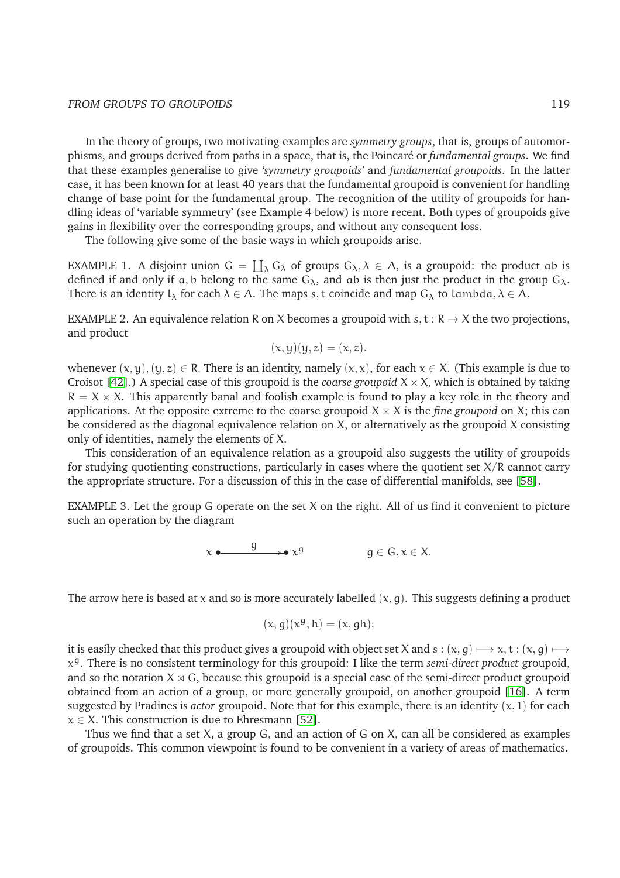In the theory of groups, two motivating examples are *symmetry groups*, that is, groups of automorphisms, and groups derived from paths in a space, that is, the Poincaré or *fundamental groups*. We find that these examples generalise to give *'symmetry groupoids'* and *fundamental groupoids*. In the latter case, it has been known for at least 40 years that the fundamental groupoid is convenient for handling change of base point for the fundamental group. The recognition of the utility of groupoids for handling ideas of 'variable symmetry' (see Example 4 below) is more recent. Both types of groupoids give gains in flexibility over the corresponding groups, and without any consequent loss.

The following give some of the basic ways in which groupoids arise.

EXAMPLE 1. A disjoint union $G = \coprod_\lambda G_\lambda$ of groups $G_\lambda, \lambda \in \Lambda$, is a groupoid: the product $ab$ is defined if and only if $a, b$ belong to the same $G_\lambda$, and $ab$ is then just the product in the group $G_\lambda$. There is an identity $1_\lambda$ for each $\lambda \in \Lambda$. The maps $s, t$ coincide and map $G_\lambda$ to $lambda, \lambda \in \Lambda$.

EXAMPLE 2. An equivalence relation $R$ on $X$ becomes a groupoid with $s, t : R \to X$ the two projections, and product

$$(x, y)(y, z) = (x, z).$$

whenever $(x, y), (y, z) \in R$. There is an identity, namely $(x, x)$, for each $x \in X$. (This example is due to Croisot [42].) A special case of this groupoid is the *coarse groupoid* $X \times X$, which is obtained by taking $R = X \times X$. This apparently banal and foolish example is found to play a key role in the theory and applications. At the opposite extreme to the coarse groupoid $X \times X$ is the *fine groupoid* on $X$; this can be considered as the diagonal equivalence relation on $X$, or alternatively as the groupoid $X$ consisting only of identities, namely the elements of $X$.

This consideration of an equivalence relation as a groupoid also suggests the utility of groupoids for studying quotienting constructions, particularly in cases where the quotient set $X/R$ cannot carry the appropriate structure. For a discussion of this in the case of differential manifolds, see [58].

EXAMPLE 3. Let the group $G$ operate on the set $X$ on the right. All of us find it convenient to picture such an operation by the diagram

$$x \bullet \xrightarrow{\quad g \quad} \bullet\, x^g \qquad\qquad g \in G, x \in X.$$

The arrow here is based at $x$ and so is more accurately labelled $(x, g)$. This suggests defining a product

$$(x, g)(x^g, h) = (x, gh);$$

it is easily checked that this product gives a groupoid with object set $X$ and $s : (x, g) \longmapsto x, t : (x, g) \longmapsto x^g$. There is no consistent terminology for this groupoid: I like the term *semi-direct product* groupoid, and so the notation $X \rtimes G$, because this groupoid is a special case of the semi-direct product groupoid obtained from an action of a group, or more generally groupoid, on another groupoid [16]. A term suggested by Pradines is *actor* groupoid. Note that for this example, there is an identity $(x, 1)$ for each $x \in X$. This construction is due to Ehresmann [52].

Thus we find that a set $X$, a group $G$, and an action of $G$ on $X$, can all be considered as examples of groupoids. This common viewpoint is found to be convenient in a variety of areas of mathematics.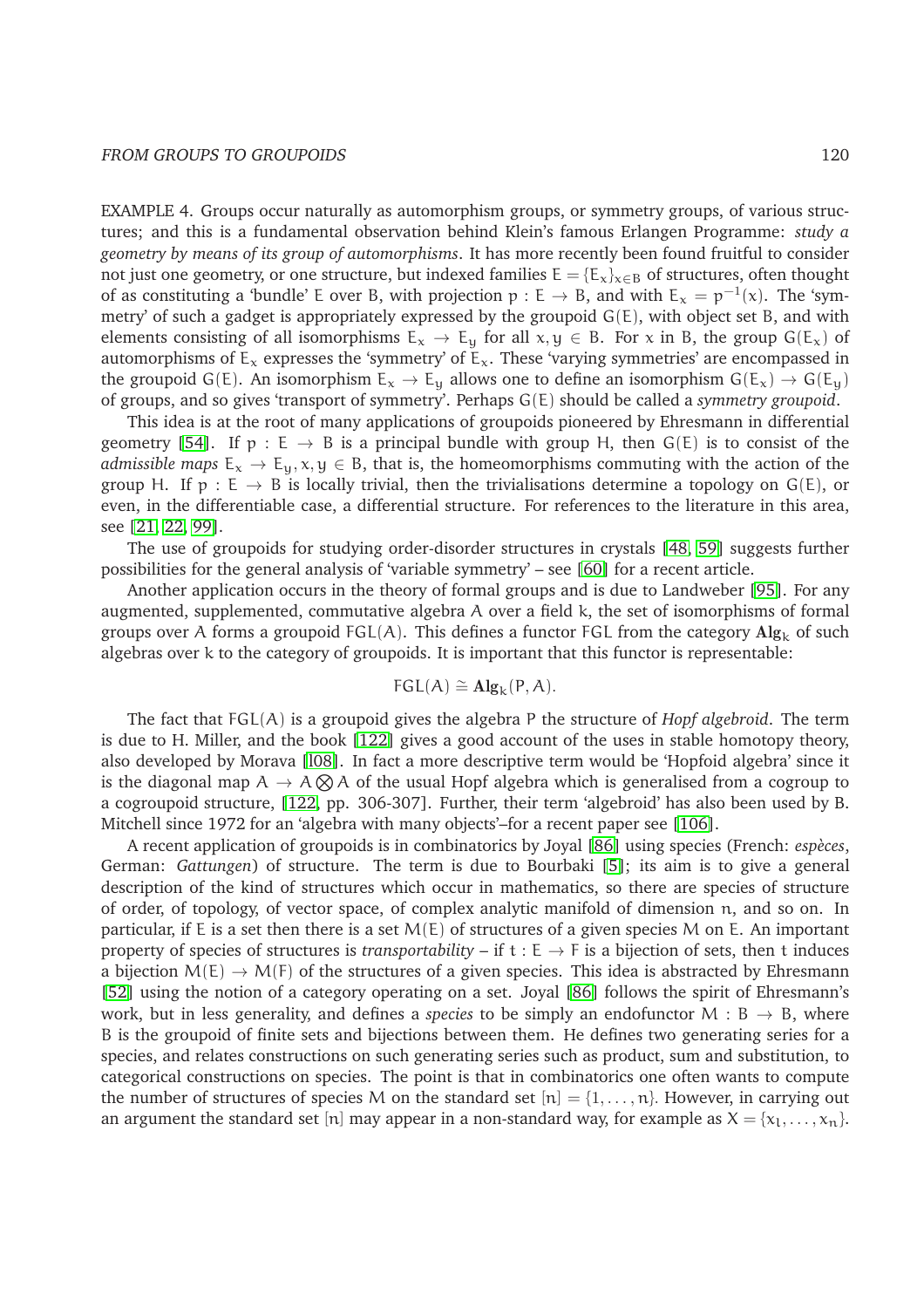EXAMPLE 4. Groups occur naturally as automorphism groups, or symmetry groups, of various structures; and this is a fundamental observation behind Klein's famous Erlangen Programme: *study a geometry by means of its group of automorphisms*. It has more recently been found fruitful to consider not just one geometry, or one structure, but indexed families $E = \{E_x\}_{x \in B}$ of structures, often thought of as constituting a 'bundle' $E$ over $B$, with projection $p : E \to B$, and with $E_x = p^{-1}(x)$. The 'symmetry' of such a gadget is appropriately expressed by the groupoid $G(E)$, with object set $B$, and with elements consisting of all isomorphisms $E_x \to E_y$ for all $x, y \in B$. For $x$ in $B$, the group $G(E_x)$ of automorphisms of $E_x$ expresses the 'symmetry' of $E_x$. These 'varying symmetries' are encompassed in the groupoid $G(E)$. An isomorphism $E_x \to E_y$ allows one to define an isomorphism $G(E_x) \to G(E_y)$ of groups, and so gives 'transport of symmetry'. Perhaps $G(E)$ should be called a *symmetry groupoid*.

This idea is at the root of many applications of groupoids pioneered by Ehresmann in differential geometry [54]. If $p : E \to B$ is a principal bundle with group $H$, then $G(E)$ is to consist of the *admissible maps* $E_x \to E_y, x, y \in B$, that is, the homeomorphisms commuting with the action of the group $H$. If $p : E \to B$ is locally trivial, then the trivialisations determine a topology on $G(E)$, or even, in the differentiable case, a differential structure. For references to the literature in this area, see [21, 22, 99].

The use of groupoids for studying order-disorder structures in crystals [48, 59] suggests further possibilities for the general analysis of 'variable symmetry' – see [60] for a recent article.

Another application occurs in the theory of formal groups and is due to Landweber [95]. For any augmented, supplemented, commutative algebra $A$ over a field $k$, the set of isomorphisms of formal groups over $A$ forms a groupoid $\mathsf{FGL}(A)$. This defines a functor $\mathsf{FGL}$ from the category $\mathbf{Alg}_k$ of such algebras over $k$ to the category of groupoids. It is important that this functor is representable:

$$\mathsf{FGL}(A) \cong \mathbf{Alg}_k(P, A).$$

The fact that $\mathsf{FGL}(A)$ is a groupoid gives the algebra $P$ the structure of *Hopf algebroid*. The term is due to H. Miller, and the book [122] gives a good account of the uses in stable homotopy theory, also developed by Morava [108]. In fact a more descriptive term would be 'Hopfoid algebra' since it is the diagonal map $A \to A \bigotimes A$ of the usual Hopf algebra which is generalised from a cogroup to a cogroupoid structure, [122, pp. 306-307]. Further, their term 'algebroid' has also been used by B. Mitchell since 1972 for an 'algebra with many objects'–for a recent paper see [106].

A recent application of groupoids is in combinatorics by Joyal [86] using species (French: *espèces*, German: *Gattungen*) of structure. The term is due to Bourbaki [5]; its aim is to give a general description of the kind of structures which occur in mathematics, so there are species of structure of order, of topology, of vector space, of complex analytic manifold of dimension $n$, and so on. In particular, if $E$ is a set then there is a set $M(E)$ of structures of a given species $M$ on $E$. An important property of species of structures is *transportability* – if $t : E \to F$ is a bijection of sets, then $t$ induces a bijection $M(E) \to M(F)$ of the structures of a given species. This idea is abstracted by Ehresmann [52] using the notion of a category operating on a set. Joyal [86] follows the spirit of Ehresmann's work, but in less generality, and defines a *species* to be simply an endofunctor $M : B \to B$, where $B$ is the groupoid of finite sets and bijections between them. He defines two generating series for a species, and relates constructions on such generating series such as product, sum and substitution, to categorical constructions on species. The point is that in combinatorics one often wants to compute the number of structures of species $M$ on the standard set $[n] = \{1, \ldots, n\}$. However, in carrying out an argument the standard set $[n]$ may appear in a non-standard way, for example as $X = \{x_1, \ldots, x_n\}$.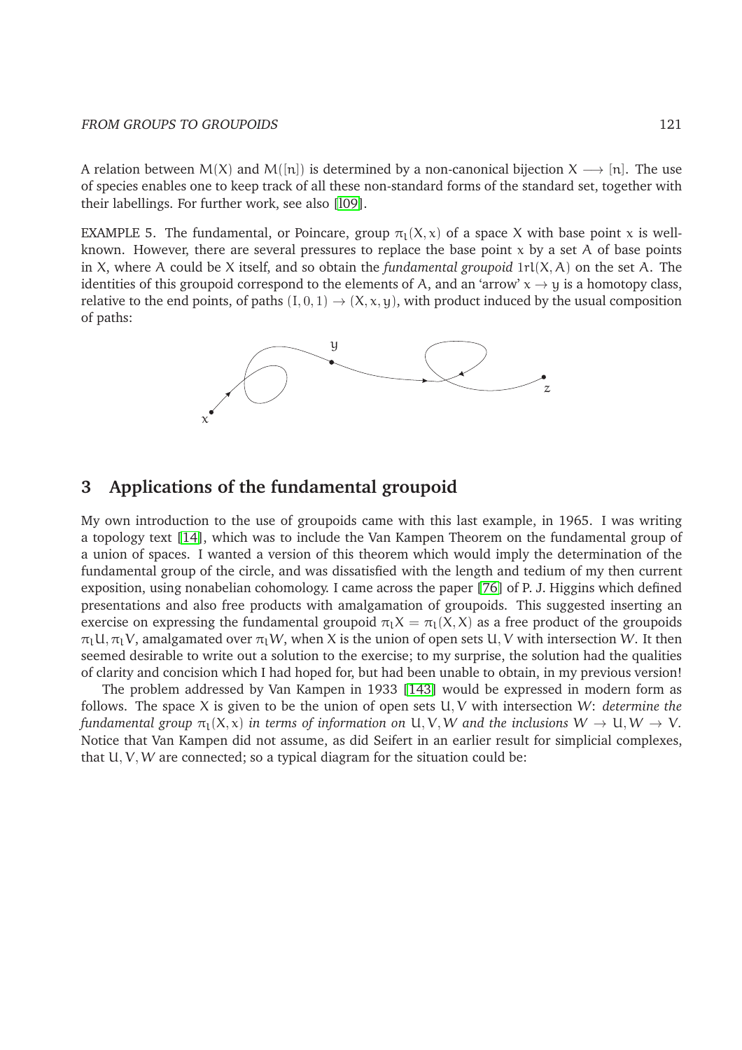A relation between $M(X)$ and $M([n])$ is determined by a non-canonical bijection $X \longrightarrow [n]$. The use of species enables one to keep track of all these non-standard forms of the standard set, together with their labellings. For further work, see also [109].

EXAMPLE 5. The fundamental, or Poincare, group $\pi_1(X, x)$ of a space $X$ with base point $x$ is well-known. However, there are several pressures to replace the base point $x$ by a set $A$ of base points in $X$, where $A$ could be $X$ itself, and so obtain the *fundamental groupoid* $\pi_1(X, A)$ on the set $A$. The identities of this groupoid correspond to the elements of $A$, and an 'arrow' $x \to y$ is a homotopy class, relative to the end points, of paths $(I, 0, 1) \to (X, x, y)$, with product induced by the usual composition of paths:

## 3 Applications of the fundamental groupoid

My own introduction to the use of groupoids came with this last example, in 1965. I was writing a topology text [14], which was to include the Van Kampen Theorem on the fundamental group of a union of spaces. I wanted a version of this theorem which would imply the determination of the fundamental group of the circle, and was dissatisfied with the length and tedium of my then current exposition, using nonabelian cohomology. I came across the paper [76] of P. J. Higgins which defined presentations and also free products with amalgamation of groupoids. This suggested inserting an exercise on expressing the fundamental groupoid $\pi_1 X = \pi_1(X, X)$ as a free product of the groupoids $\pi_1 U, \pi_1 V$, amalgamated over $\pi_1 W$, when $X$ is the union of open sets $U, V$ with intersection $W$. It then seemed desirable to write out a solution to the exercise; to my surprise, the solution had the qualities of clarity and concision which I had hoped for, but had been unable to obtain, in my previous version!

The problem addressed by Van Kampen in 1933 [143] would be expressed in modern form as follows. The space $X$ is given to be the union of open sets $U, V$ with intersection $W$: *determine the fundamental group $\pi_1(X, x)$ in terms of information on $U, V, W$ and the inclusions $W \to U, W \to V$.* Notice that Van Kampen did not assume, as did Seifert in an earlier result for simplicial complexes, that $U, V, W$ are connected; so a typical diagram for the situation could be: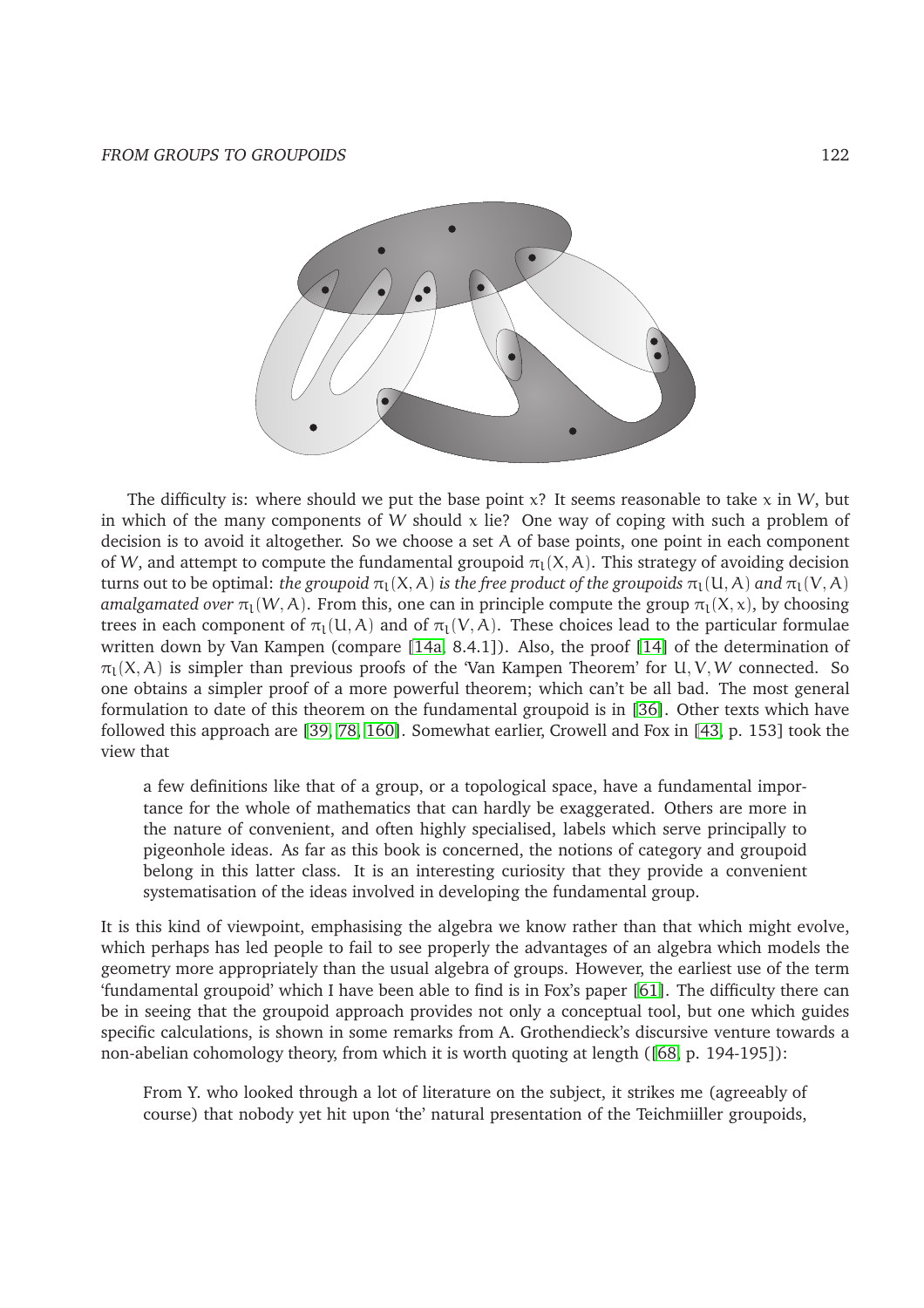The difficulty is: where should we put the base point $x$? It seems reasonable to take $x$ in $W$, but in which of the many components of $W$ should $x$ lie? One way of coping with such a problem of decision is to avoid it altogether. So we choose a set $A$ of base points, one point in each component of $W$, and attempt to compute the fundamental groupoid $\pi_1(X, A)$. This strategy of avoiding decision turns out to be optimal: *the groupoid* $\pi_1(X, A)$ *is the free product of the groupoids* $\pi_1(U, A)$ *and* $\pi_1(V, A)$ *amalgamated over* $\pi_1(W, A)$. From this, one can in principle compute the group $\pi_1(X, x)$, by choosing trees in each component of $\pi_1(U, A)$ and of $\pi_1(V, A)$. These choices lead to the particular formulae written down by Van Kampen (compare [14a, 8.4.1]). Also, the proof [14] of the determination of $\pi_1(X, A)$ is simpler than previous proofs of the 'Van Kampen Theorem' for $U, V, W$ connected. So one obtains a simpler proof of a more powerful theorem; which can't be all bad. The most general formulation to date of this theorem on the fundamental groupoid is in [36]. Other texts which have followed this approach are [39, 78, 160]. Somewhat earlier, Crowell and Fox in [43, p. 153] took the view that

> a few definitions like that of a group, or a topological space, have a fundamental importance for the whole of mathematics that can hardly be exaggerated. Others are more in the nature of convenient, and often highly specialised, labels which serve principally to pigeonhole ideas. As far as this book is concerned, the notions of category and groupoid belong in this latter class. It is an interesting curiosity that they provide a convenient systematisation of the ideas involved in developing the fundamental group.

It is this kind of viewpoint, emphasising the algebra we know rather than that which might evolve, which perhaps has led people to fail to see properly the advantages of an algebra which models the geometry more appropriately than the usual algebra of groups. However, the earliest use of the term 'fundamental groupoid' which I have been able to find is in Fox's paper [61]. The difficulty there can be in seeing that the groupoid approach provides not only a conceptual tool, but one which guides specific calculations, is shown in some remarks from A. Grothendieck's discursive venture towards a non-abelian cohomology theory, from which it is worth quoting at length ([68, p. 194-195]):

> From Y. who looked through a lot of literature on the subject, it strikes me (agreeably of course) that nobody yet hit upon 'the' natural presentation of the Teichmiiller groupoids,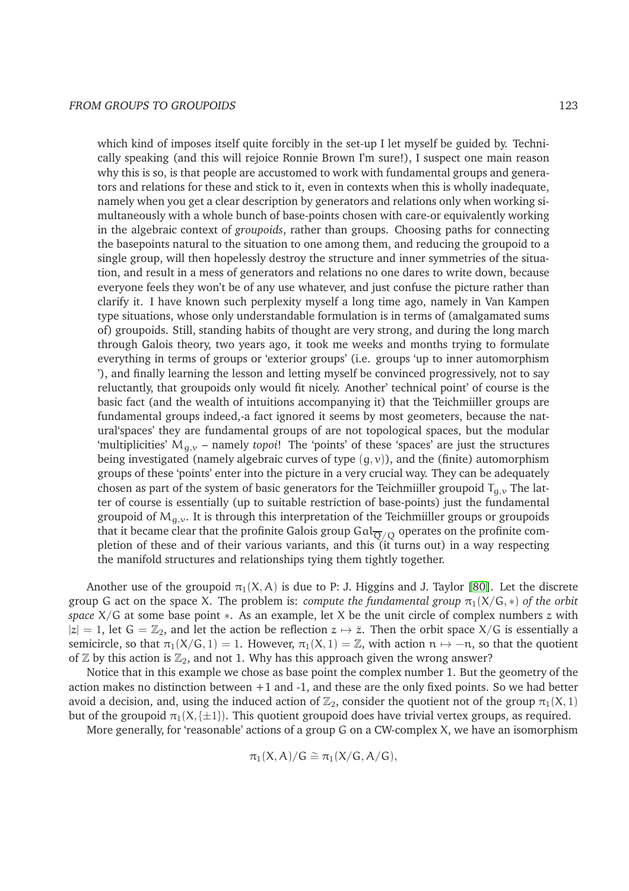which kind of imposes itself quite forcibly in the set-up I let myself be guided by. Technically speaking (and this will rejoice Ronnie Brown I'm sure!), I suspect one main reason why this is so, is that people are accustomed to work with fundamental groups and generators and relations for these and stick to it, even in contexts when this is wholly inadequate, namely when you get a clear description by generators and relations only when working simultaneously with a whole bunch of base-points chosen with care-or equivalently working in the algebraic context of *groupoids*, rather than groups. Choosing paths for connecting the basepoints natural to the situation to one among them, and reducing the groupoid to a single group, will then hopelessly destroy the structure and inner symmetries of the situation, and result in a mess of generators and relations no one dares to write down, because everyone feels they won't be of any use whatever, and just confuse the picture rather than clarify it. I have known such perplexity myself a long time ago, namely in Van Kampen type situations, whose only understandable formulation is in terms of (amalgamated sums of) groupoids. Still, standing habits of thought are very strong, and during the long march through Galois theory, two years ago, it took me weeks and months trying to formulate everything in terms of groups or 'exterior groups' (i.e. groups 'up to inner automorphism '), and finally learning the lesson and letting myself be convinced progressively, not to say reluctantly, that groupoids only would fit nicely. Another' technical point' of course is the basic fact (and the wealth of intuitions accompanying it) that the Teichmiiller groups are fundamental groups indeed,-a fact ignored it seems by most geometers, because the natural'spaces' they are fundamental groups of are not topological spaces, but the modular 'multiplicities' $M_{g,\nu}$ – namely *topoi*! The 'points' of these 'spaces' are just the structures being investigated (namely algebraic curves of type $(g, \nu)$), and the (finite) automorphism groups of these 'points' enter into the picture in a very crucial way. They can be adequately chosen as part of the system of basic generators for the Teichmiiller groupoid $T_{g,\nu}$ The latter of course is essentially (up to suitable restriction of base-points) just the fundamental groupoid of $M_{g,\nu}$. It is through this interpretation of the Teichmiiller groups or groupoids that it became clear that the profinite Galois group $\mathrm{Gal}_{\overline{Q}/Q}$ operates on the profinite completion of these and of their various variants, and this (it turns out) in a way respecting the manifold structures and relationships tying them tightly together.

Another use of the groupoid $\pi_1(X, A)$ is due to P: J. Higgins and J. Taylor [80]. Let the discrete group G act on the space X. The problem is: *compute the fundamental group $\pi_1(X/G, *)$ of the orbit space X/G at some base point* $*$. As an example, let X be the unit circle of complex numbers $z$ with $|z| = 1$, let $G = \mathbb{Z}_2$, and let the action be reflection $z \mapsto \bar{z}$. Then the orbit space X/G is essentially a semicircle, so that $\pi_1(X/G, 1) = 1$. However, $\pi_1(X, 1) = \mathbb{Z}$, with action $n \mapsto -n$, so that the quotient of $\mathbb{Z}$ by this action is $\mathbb{Z}_2$, and not 1. Why has this approach given the wrong answer?

Notice that in this example we chose as base point the complex number 1. But the geometry of the action makes no distinction between +1 and -1, and these are the only fixed points. So we had better avoid a decision, and, using the induced action of $\mathbb{Z}_2$, consider the quotient not of the group $\pi_1(X, 1)$ but of the groupoid $\pi_1(X, \{\pm 1\})$. This quotient groupoid does have trivial vertex groups, as required.

More generally, for 'reasonable' actions of a group G on a CW-complex X, we have an isomorphism

$$\pi_1(X, A)/G \cong \pi_1(X/G, A/G),$$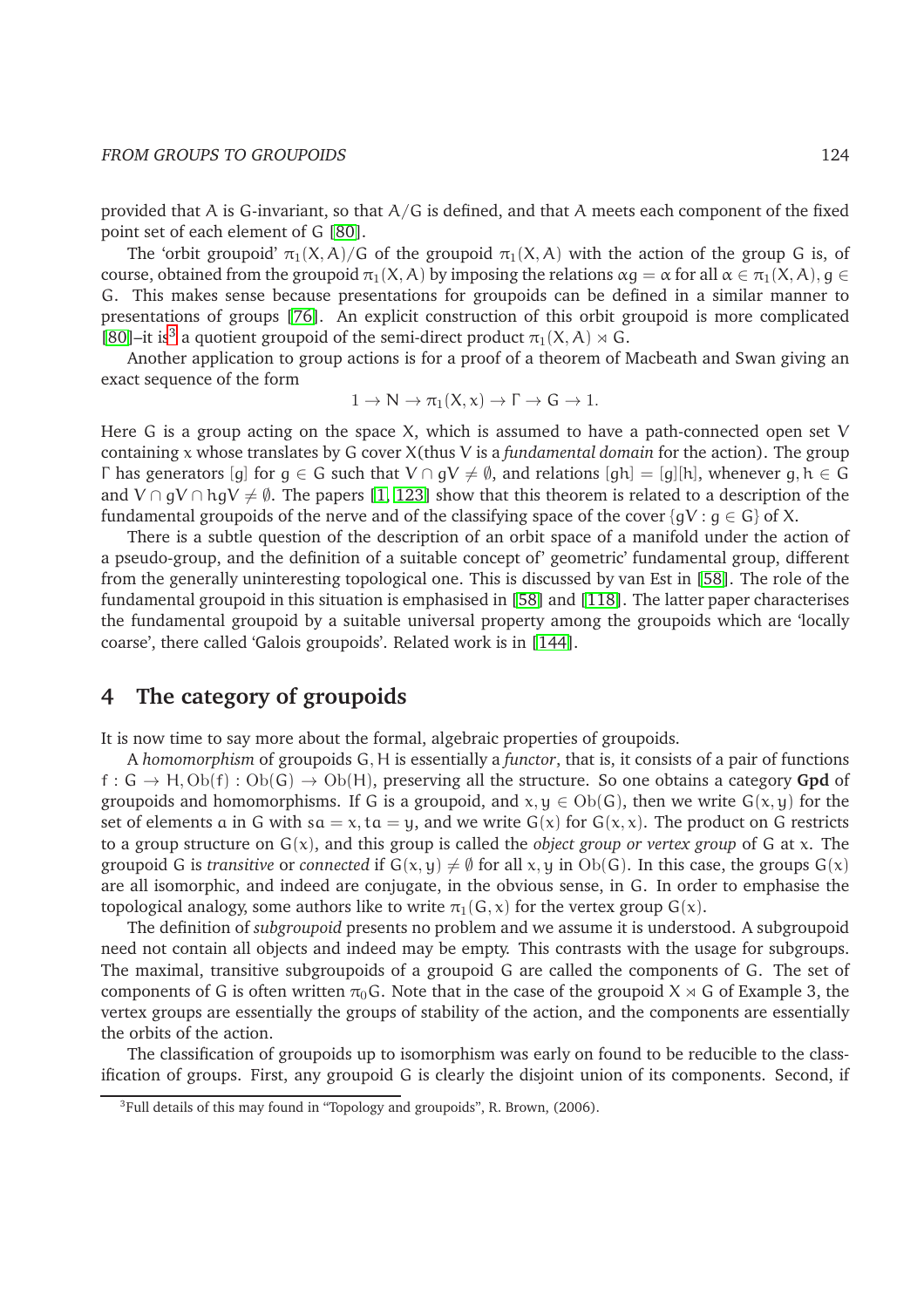provided that A is G-invariant, so that $A/G$ is defined, and that A meets each component of the fixed point set of each element of G [80].

The 'orbit groupoid' $\pi_1(X,A)/G$ of the groupoid $\pi_1(X,A)$ with the action of the group G is, of course, obtained from the groupoid $\pi_1(X,A)$ by imposing the relations $\alpha g = \alpha$ for all $\alpha \in \pi_1(X,A), g \in G$. This makes sense because presentations for groupoids can be defined in a similar manner to presentations of groups [76]. An explicit construction of this orbit groupoid is more complicated [80]–it is[3] a quotient groupoid of the semi-direct product $\pi_1(X,A) \rtimes G$.

Another application to group actions is for a proof of a theorem of Macbeath and Swan giving an exact sequence of the form

$$1 \to N \to \pi_1(X,x) \to \Gamma \to G \to 1.$$

Here G is a group acting on the space X, which is assumed to have a path-connected open set V containing x whose translates by G cover X(thus V is a *fundamental domain* for the action). The group $\Gamma$ has generators $[g]$ for $g \in G$ such that $V \cap gV \neq \emptyset$, and relations $[gh] = [g][h]$, whenever $g, h \in G$ and $V \cap gV \cap hgV \neq \emptyset$. The papers [1, 123] show that this theorem is related to a description of the fundamental groupoids of the nerve and of the classifying space of the cover $\{gV : g \in G\}$ of X.

There is a subtle question of the description of an orbit space of a manifold under the action of a pseudo-group, and the definition of a suitable concept of' geometric' fundamental group, different from the generally uninteresting topological one. This is discussed by van Est in [58]. The role of the fundamental groupoid in this situation is emphasised in [58] and [118]. The latter paper characterises the fundamental groupoid by a suitable universal property among the groupoids which are 'locally coarse', there called 'Galois groupoids'. Related work is in [144].

## 4 The category of groupoids

It is now time to say more about the formal, algebraic properties of groupoids.

A *homomorphism* of groupoids $G, H$ is essentially a *functor*, that is, it consists of a pair of functions $f : G \to H, \mathrm{Ob}(f) : \mathrm{Ob}(G) \to \mathrm{Ob}(H)$, preserving all the structure. So one obtains a category **Gpd** of groupoids and homomorphisms. If G is a groupoid, and $x, y \in \mathrm{Ob}(G)$, then we write $G(x,y)$ for the set of elements $a$ in G with $sa = x, ta = y$, and we write $G(x)$ for $G(x,x)$. The product on G restricts to a group structure on $G(x)$, and this group is called the *object group or vertex group* of G at x. The groupoid G is *transitive* or *connected* if $G(x,y) \neq \emptyset$ for all $x, y$ in $\mathrm{Ob}(G)$. In this case, the groups $G(x)$ are all isomorphic, and indeed are conjugate, in the obvious sense, in G. In order to emphasise the topological analogy, some authors like to write $\pi_1(G,x)$ for the vertex group $G(x)$.

The definition of *subgroupoid* presents no problem and we assume it is understood. A subgroupoid need not contain all objects and indeed may be empty. This contrasts with the usage for subgroups. The maximal, transitive subgroupoids of a groupoid G are called the components of G. The set of components of G is often written $\pi_0 G$. Note that in the case of the groupoid $X \rtimes G$ of Example 3, the vertex groups are essentially the groups of stability of the action, and the components are essentially the orbits of the action.

The classification of groupoids up to isomorphism was early on found to be reducible to the classification of groups. First, any groupoid G is clearly the disjoint union of its components. Second, if

[3] Full details of this may found in "Topology and groupoids", R. Brown, (2006).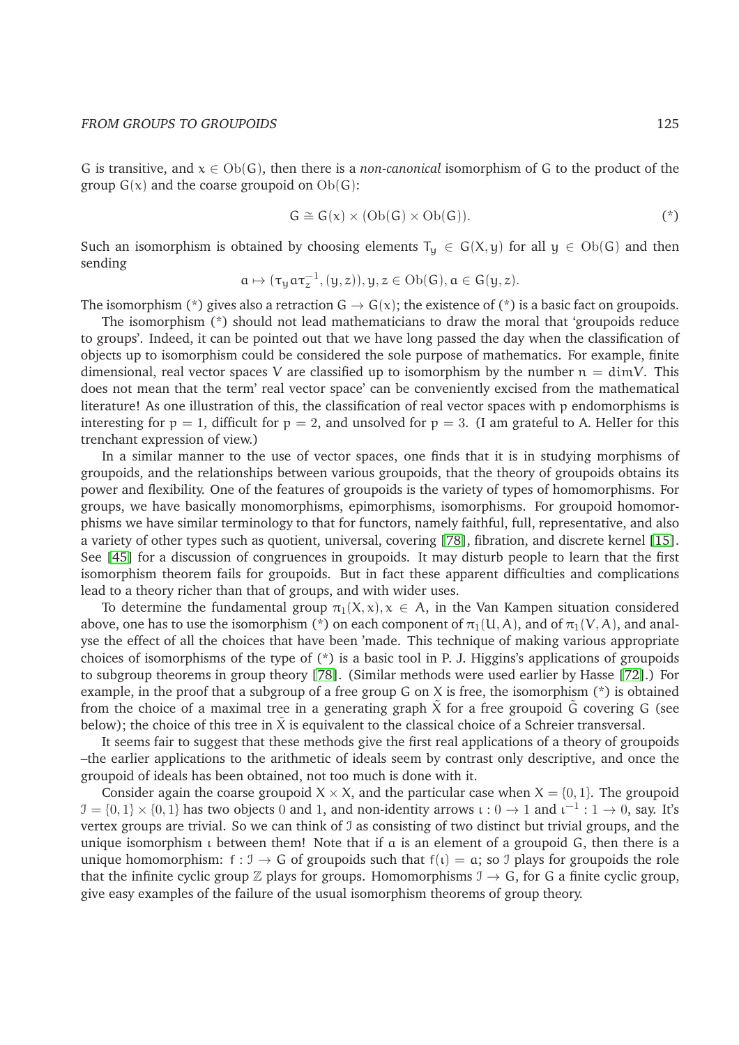G is transitive, and $x \in \mathrm{Ob}(G)$, then there is a *non-canonical* isomorphism of G to the product of the group $G(x)$ and the coarse groupoid on $\mathrm{Ob}(G)$:

$$G \cong G(x) \times (\mathrm{Ob}(G) \times \mathrm{Ob}(G)). \tag{*}$$

Such an isomorphism is obtained by choosing elements $T_y \in G(X, y)$ for all $y \in \mathrm{Ob}(G)$ and then sending

$$a \mapsto (\tau_y a \tau_z^{-1}, (y, z)), y, z \in \mathrm{Ob}(G), a \in G(y, z).$$

The isomorphism (*) gives also a retraction $G \to G(x)$; the existence of (*) is a basic fact on groupoids.

The isomorphism (*) should not lead mathematicians to draw the moral that 'groupoids reduce to groups'. Indeed, it can be pointed out that we have long passed the day when the classification of objects up to isomorphism could be considered the sole purpose of mathematics. For example, finite dimensional, real vector spaces V are classified up to isomorphism by the number $n = \dim V$. This does not mean that the term' real vector space' can be conveniently excised from the mathematical literature! As one illustration of this, the classification of real vector spaces with p endomorphisms is interesting for $p = 1$, difficult for $p = 2$, and unsolved for $p = 3$. (I am grateful to A. HelIer for this trenchant expression of view.)

In a similar manner to the use of vector spaces, one finds that it is in studying morphisms of groupoids, and the relationships between various groupoids, that the theory of groupoids obtains its power and flexibility. One of the features of groupoids is the variety of types of homomorphisms. For groups, we have basically monomorphisms, epimorphisms, isomorphisms. For groupoid homomorphisms we have similar terminology to that for functors, namely faithful, full, representative, and also a variety of other types such as quotient, universal, covering [78], fibration, and discrete kernel [15]. See [45] for a discussion of congruences in groupoids. It may disturb people to learn that the first isomorphism theorem fails for groupoids. But in fact these apparent difficulties and complications lead to a theory richer than that of groups, and with wider uses.

To determine the fundamental group $\pi_1(X, x), x \in A$, in the Van Kampen situation considered above, one has to use the isomorphism (*) on each component of $\pi_1(U, A)$, and of $\pi_1(V, A)$, and analyse the effect of all the choices that have been 'made. This technique of making various appropriate choices of isomorphisms of the type of (*) is a basic tool in P. J. Higgins's applications of groupoids to subgroup theorems in group theory [78]. (Similar methods were used earlier by Hasse [72].) For example, in the proof that a subgroup of a free group G on X is free, the isomorphism (*) is obtained from the choice of a maximal tree in a generating graph $\tilde{X}$ for a free groupoid $\tilde{G}$ covering G (see below); the choice of this tree in $\tilde{X}$ is equivalent to the classical choice of a Schreier transversal.

It seems fair to suggest that these methods give the first real applications of a theory of groupoids –the earlier applications to the arithmetic of ideals seem by contrast only descriptive, and once the groupoid of ideals has been obtained, not too much is done with it.

Consider again the coarse groupoid $X \times X$, and the particular case when $X = \{0, 1\}$. The groupoid $\mathcal{I} = \{0, 1\} \times \{0, 1\}$ has two objects 0 and 1, and non-identity arrows $\iota : 0 \to 1$ and $\iota^{-1} : 1 \to 0$, say. It's vertex groups are trivial. So we can think of $\mathcal{I}$ as consisting of two distinct but trivial groups, and the unique isomorphism $\iota$ between them! Note that if $a$ is an element of a groupoid G, then there is a unique homomorphism: $f : \mathcal{I} \to G$ of groupoids such that $f(\iota) = a$; so $\mathcal{I}$ plays for groupoids the role that the infinite cyclic group $\mathbb{Z}$ plays for groups. Homomorphisms $\mathcal{I} \to G$, for G a finite cyclic group, give easy examples of the failure of the usual isomorphism theorems of group theory.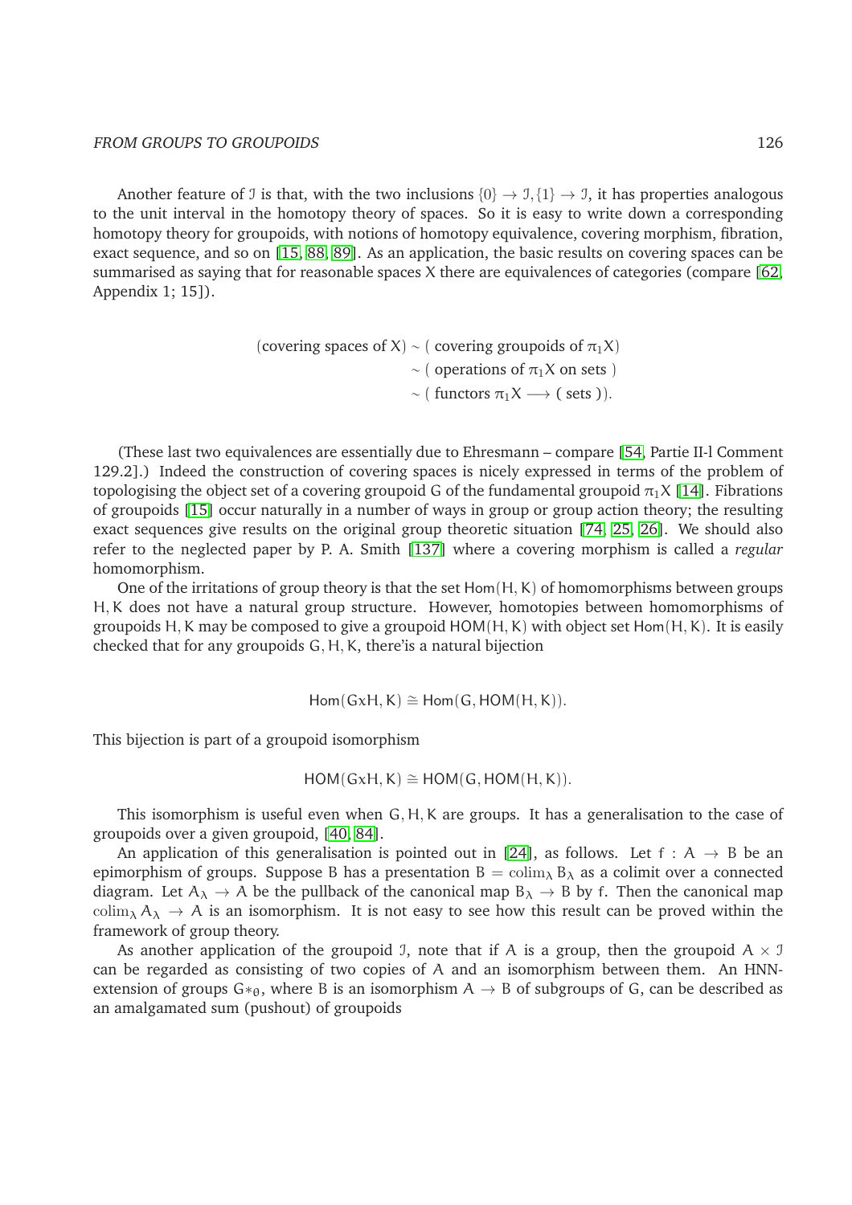Another feature of $\mathcal{I}$ is that, with the two inclusions $\{0\} \to \mathcal{I}, \{1\} \to \mathcal{I}$, it has properties analogous to the unit interval in the homotopy theory of spaces. So it is easy to write down a corresponding homotopy theory for groupoids, with notions of homotopy equivalence, covering morphism, fibration, exact sequence, and so on [15, 88, 89]. As an application, the basic results on covering spaces can be summarised as saying that for reasonable spaces X there are equivalences of categories (compare [62, Appendix 1; 15]).

$$
\begin{aligned}
\text{(covering spaces of X)} &\sim \text{( covering groupoids of } \pi_1 X) \\
&\sim \text{( operations of } \pi_1 X \text{ on sets )} \\
&\sim \text{( functors } \pi_1 X \longrightarrow \text{( sets )).}
\end{aligned}
$$

(These last two equivalences are essentially due to Ehresmann – compare [54, Partie II-l Comment 129.2].) Indeed the construction of covering spaces is nicely expressed in terms of the problem of topologising the object set of a covering groupoid G of the fundamental groupoid $\pi_1 X$ [14]. Fibrations of groupoids [15] occur naturally in a number of ways in group or group action theory; the resulting exact sequences give results on the original group theoretic situation [74, 25, 26]. We should also refer to the neglected paper by P. A. Smith [137] where a covering morphism is called a *regular* homomorphism.

One of the irritations of group theory is that the set $\mathsf{Hom}(H, K)$ of homomorphisms between groups $H, K$ does not have a natural group structure. However, homotopies between homomorphisms of groupoids $H, K$ may be composed to give a groupoid $\mathsf{HOM}(H, K)$ with object set $\mathsf{Hom}(H, K)$. It is easily checked that for any groupoids $G, H, K$, there'is a natural bijection

$$
\mathsf{Hom}(G x H, K) \cong \mathsf{Hom}(G, \mathsf{HOM}(H, K)).
$$

This bijection is part of a groupoid isomorphism

$$
\mathsf{HOM}(G x H, K) \cong \mathsf{HOM}(G, \mathsf{HOM}(H, K)).
$$

This isomorphism is useful even when $G, H, K$ are groups. It has a generalisation to the case of groupoids over a given groupoid, [40, 84].

An application of this generalisation is pointed out in [24], as follows. Let $f : A \to B$ be an epimorphism of groups. Suppose B has a presentation $B = \operatorname{colim}_\lambda B_\lambda$ as a colimit over a connected diagram. Let $A_\lambda \to A$ be the pullback of the canonical map $B_\lambda \to B$ by f. Then the canonical map $\operatorname{colim}_\lambda A_\lambda \to A$ is an isomorphism. It is not easy to see how this result can be proved within the framework of group theory.

As another application of the groupoid $\mathcal{I}$, note that if A is a group, then the groupoid $A \times \mathcal{I}$ can be regarded as consisting of two copies of A and an isomorphism between them. An HNN-extension of groups $G*_\theta$, where B is an isomorphism $A \to B$ of subgroups of G, can be described as an amalgamated sum (pushout) of groupoids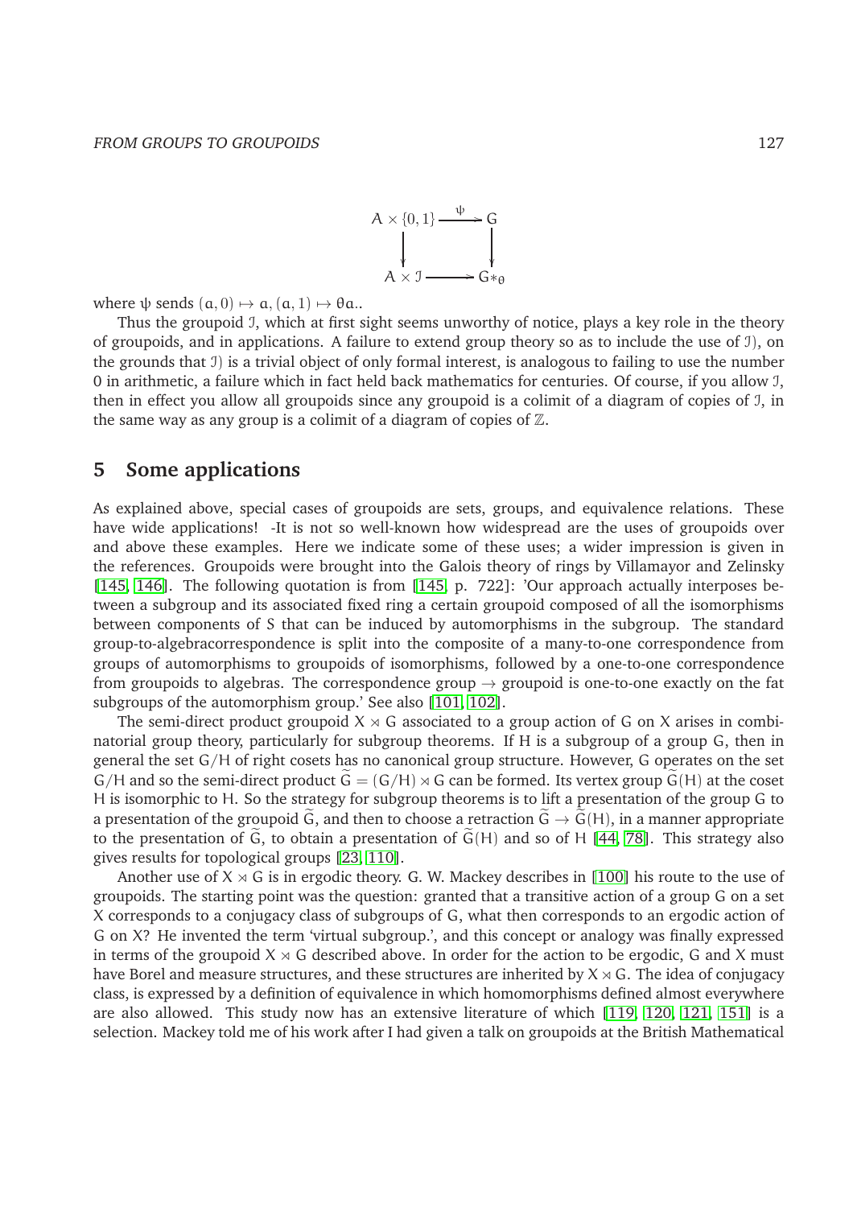$$\begin{array}{ccc} A \times \{0,1\} & \xrightarrow{\psi} & G \\ \downarrow & & \downarrow \\ A \times \mathcal{I} & \longrightarrow & G *_\theta \end{array}$$

where $\psi$ sends $(a, 0) \mapsto a, (a, 1) \mapsto \theta a$..

Thus the groupoid $\mathcal{I}$, which at first sight seems unworthy of notice, plays a key role in the theory of groupoids, and in applications. A failure to extend group theory so as to include the use of $\mathcal{I}$), on the grounds that $\mathcal{I}$) is a trivial object of only formal interest, is analogous to failing to use the number 0 in arithmetic, a failure which in fact held back mathematics for centuries. Of course, if you allow $\mathcal{I}$, then in effect you allow all groupoids since any groupoid is a colimit of a diagram of copies of $\mathcal{I}$, in the same way as any group is a colimit of a diagram of copies of $\mathbb{Z}$.

## 5 Some applications

As explained above, special cases of groupoids are sets, groups, and equivalence relations. These have wide applications! -It is not so well-known how widespread are the uses of groupoids over and above these examples. Here we indicate some of these uses; a wider impression is given in the references. Groupoids were brought into the Galois theory of rings by Villamayor and Zelinsky [145, 146]. The following quotation is from [145, p. 722]: 'Our approach actually interposes between a subgroup and its associated fixed ring a certain groupoid composed of all the isomorphisms between components of S that can be induced by automorphisms in the subgroup. The standard group-to-algebracorrespondence is split into the composite of a many-to-one correspondence from groups of automorphisms to groupoids of isomorphisms, followed by a one-to-one correspondence from groupoids to algebras. The correspondence group $\to$ groupoid is one-to-one exactly on the fat subgroups of the automorphism group.' See also [101, 102].

The semi-direct product groupoid $X \rtimes G$ associated to a group action of G on X arises in combinatorial group theory, particularly for subgroup theorems. If H is a subgroup of a group G, then in general the set $G/H$ of right cosets has no canonical group structure. However, G operates on the set $G/H$ and so the semi-direct product $\widetilde{G} = (G/H) \rtimes G$ can be formed. Its vertex group $\widetilde{G}(H)$ at the coset H is isomorphic to H. So the strategy for subgroup theorems is to lift a presentation of the group G to a presentation of the groupoid $\widetilde{G}$, and then to choose a retraction $\widetilde{G} \to \widetilde{G}(H)$, in a manner appropriate to the presentation of $\widetilde{G}$, to obtain a presentation of $\widetilde{G}(H)$ and so of H [44, 78]. This strategy also gives results for topological groups [23, 110].

Another use of $X \rtimes G$ is in ergodic theory. G. W. Mackey describes in [100] his route to the use of groupoids. The starting point was the question: granted that a transitive action of a group G on a set X corresponds to a conjugacy class of subgroups of G, what then corresponds to an ergodic action of G on X? He invented the term 'virtual subgroup.', and this concept or analogy was finally expressed in terms of the groupoid $X \rtimes G$ described above. In order for the action to be ergodic, G and X must have Borel and measure structures, and these structures are inherited by $X \rtimes G$. The idea of conjugacy class, is expressed by a definition of equivalence in which homomorphisms defined almost everywhere are also allowed. This study now has an extensive literature of which [119, 120, 121, 151] is a selection. Mackey told me of his work after I had given a talk on groupoids at the British Mathematical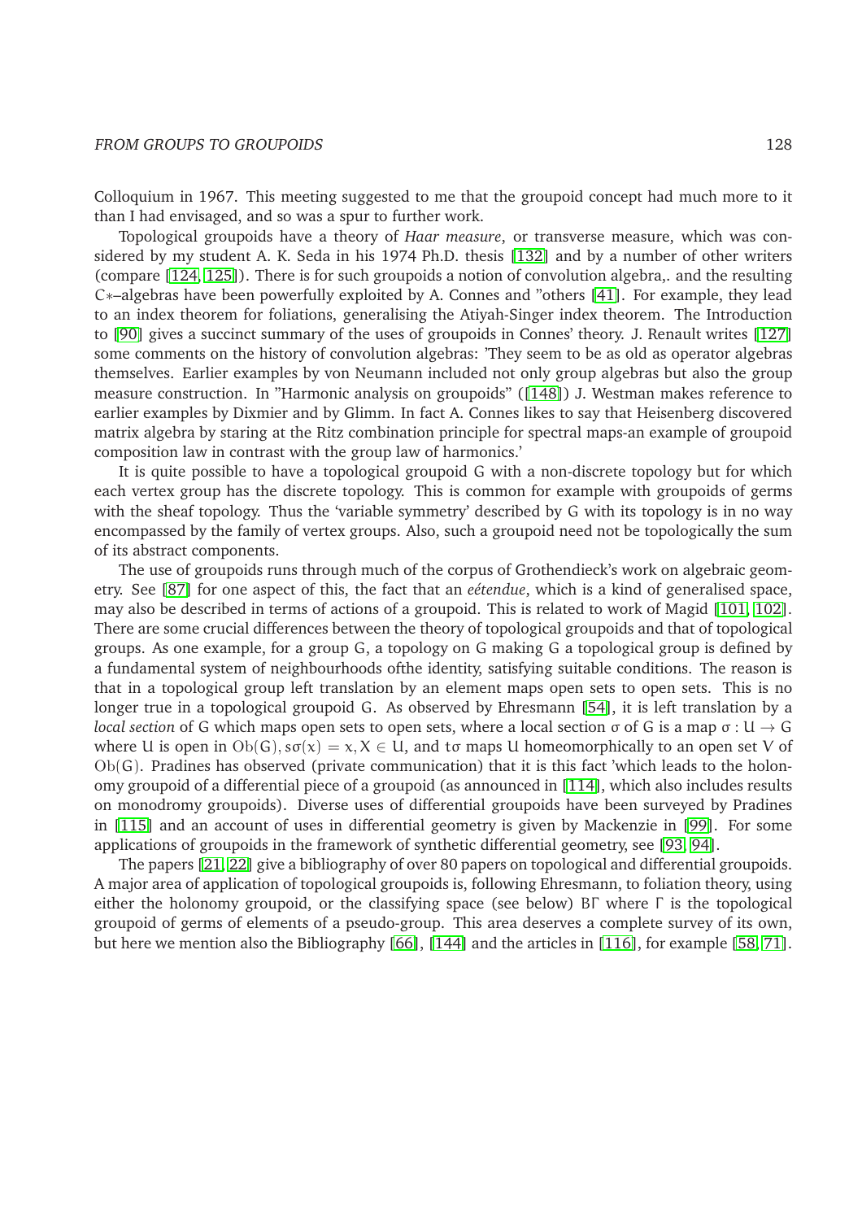Colloquium in 1967. This meeting suggested to me that the groupoid concept had much more to it than I had envisaged, and so was a spur to further work.

Topological groupoids have a theory of *Haar measure*, or transverse measure, which was considered by my student A. K. Seda in his 1974 Ph.D. thesis [132] and by a number of other writers (compare [124, 125]). There is for such groupoids a notion of convolution algebra,. and the resulting C∗–algebras have been powerfully exploited by A. Connes and "others [41]. For example, they lead to an index theorem for foliations, generalising the Atiyah-Singer index theorem. The Introduction to [90] gives a succinct summary of the uses of groupoids in Connes' theory. J. Renault writes [127] some comments on the history of convolution algebras: 'They seem to be as old as operator algebras themselves. Earlier examples by von Neumann included not only group algebras but also the group measure construction. In "Harmonic analysis on groupoids" ([148]) J. Westman makes reference to earlier examples by Dixmier and by Glimm. In fact A. Connes likes to say that Heisenberg discovered matrix algebra by staring at the Ritz combination principle for spectral maps-an example of groupoid composition law in contrast with the group law of harmonics.'

It is quite possible to have a topological groupoid G with a non-discrete topology but for which each vertex group has the discrete topology. This is common for example with groupoids of germs with the sheaf topology. Thus the 'variable symmetry' described by G with its topology is in no way encompassed by the family of vertex groups. Also, such a groupoid need not be topologically the sum of its abstract components.

The use of groupoids runs through much of the corpus of Grothendieck's work on algebraic geometry. See [87] for one aspect of this, the fact that an *eétendue*, which is a kind of generalised space, may also be described in terms of actions of a groupoid. This is related to work of Magid [101, 102]. There are some crucial differences between the theory of topological groupoids and that of topological groups. As one example, for a group G, a topology on G making G a topological group is defined by a fundamental system of neighbourhoods ofthe identity, satisfying suitable conditions. The reason is that in a topological group left translation by an element maps open sets to open sets. This is no longer true in a topological groupoid G. As observed by Ehresmann [54], it is left translation by a *local section* of G which maps open sets to open sets, where a local section $\sigma$ of G is a map $\sigma : U \to G$ where U is open in $\mathrm{Ob}(G), s\sigma(x) = x, X \in U$, and $t\sigma$ maps U homeomorphically to an open set V of $\mathrm{Ob}(G)$. Pradines has observed (private communication) that it is this fact 'which leads to the holonomy groupoid of a differential piece of a groupoid (as announced in [114], which also includes results on monodromy groupoids). Diverse uses of differential groupoids have been surveyed by Pradines in [115] and an account of uses in differential geometry is given by Mackenzie in [99]. For some applications of groupoids in the framework of synthetic differential geometry, see [93, 94].

The papers [21, 22] give a bibliography of over 80 papers on topological and differential groupoids. A major area of application of topological groupoids is, following Ehresmann, to foliation theory, using either the holonomy groupoid, or the classifying space (see below) $B\Gamma$ where $\Gamma$ is the topological groupoid of germs of elements of a pseudo-group. This area deserves a complete survey of its own, but here we mention also the Bibliography [66], [144] and the articles in [116], for example [58, 71].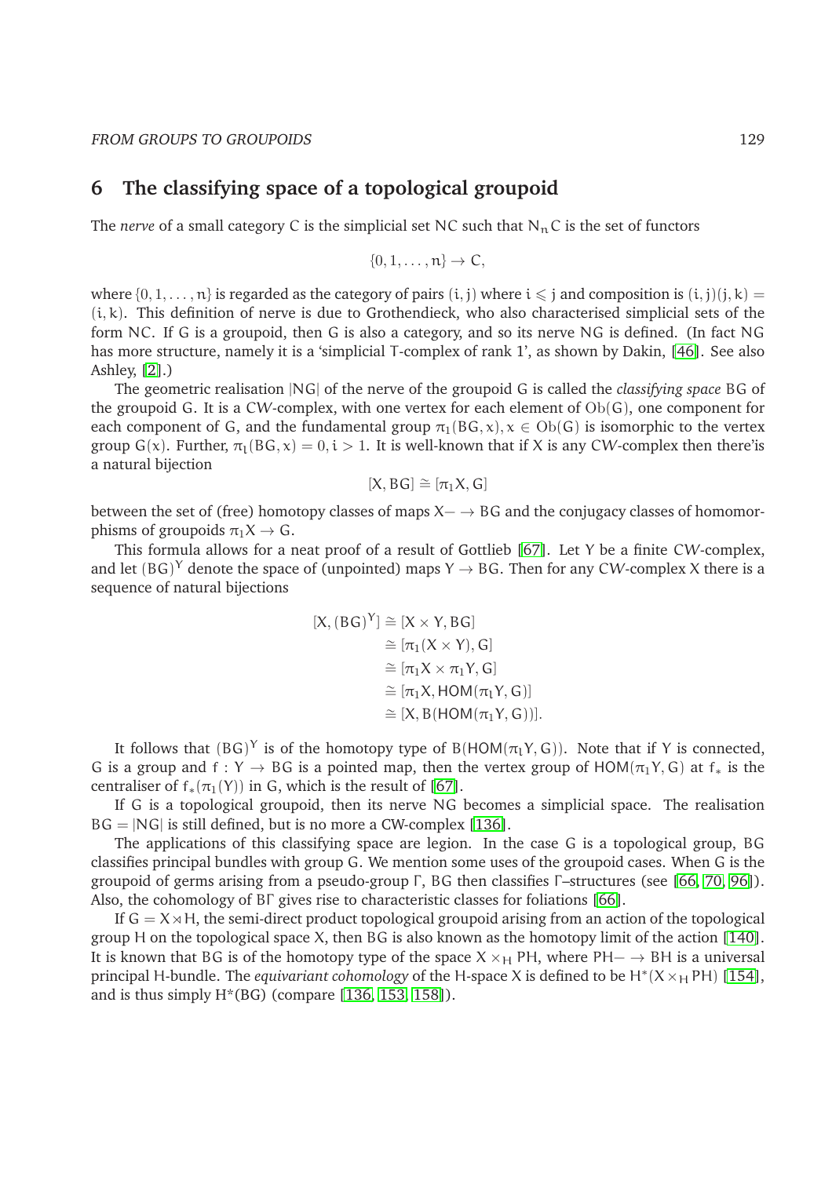## 6 The classifying space of a topological groupoid

The *nerve* of a small category $C$ is the simplicial set $NC$ such that $N_n C$ is the set of functors

$$\{0, 1, \dots, n\} \to C,$$

where $\{0, 1, \dots, n\}$ is regarded as the category of pairs $(i, j)$ where $i \leqslant j$ and composition is $(i, j)(j, k) = (i, k)$. This definition of nerve is due to Grothendieck, who also characterised simplicial sets of the form $NC$. If $G$ is a groupoid, then $G$ is also a category, and so its nerve $NG$ is defined. (In fact $NG$ has more structure, namely it is a 'simplicial T-complex of rank 1', as shown by Dakin, [46]. See also Ashley, [2].)

The geometric realisation $|NG|$ of the nerve of the groupoid $G$ is called the *classifying space* $BG$ of the groupoid $G$. It is a CW-complex, with one vertex for each element of $\mathrm{Ob}(G)$, one component for each component of $G$, and the fundamental group $\pi_1(BG, x), x \in \mathrm{Ob}(G)$ is isomorphic to the vertex group $G(x)$. Further, $\pi_i(BG, x) = 0, i > 1$. It is well-known that if $X$ is any CW-complex then there'is a natural bijection

$$[X, BG] \cong [\pi_1 X, G]$$

between the set of (free) homotopy classes of maps $X \to BG$ and the conjugacy classes of homomorphisms of groupoids $\pi_1 X \to G$.

This formula allows for a neat proof of a result of Gottlieb [67]. Let $Y$ be a finite CW-complex, and let $(BG)^Y$ denote the space of (unpointed) maps $Y \to BG$. Then for any CW-complex $X$ there is a sequence of natural bijections

$$\begin{aligned}
[X, (BG)^Y] &\cong [X \times Y, BG] \\
&\cong [\pi_1(X \times Y), G] \\
&\cong [\pi_1 X \times \pi_1 Y, G] \\
&\cong [\pi_1 X, \mathsf{HOM}(\pi_1 Y, G)] \\
&\cong [X, B(\mathsf{HOM}(\pi_1 Y, G))].
\end{aligned}$$

It follows that $(BG)^Y$ is of the homotopy type of $B(\mathsf{HOM}(\pi_1 Y, G))$. Note that if $Y$ is connected, $G$ is a group and $f : Y \to BG$ is a pointed map, then the vertex group of $\mathsf{HOM}(\pi_1 Y, G)$ at $f_*$ is the centraliser of $f_*(\pi_1(Y))$ in $G$, which is the result of [67].

If $G$ is a topological groupoid, then its nerve $NG$ becomes a simplicial space. The realisation $BG = |NG|$ is still defined, but is no more a CW-complex [136].

The applications of this classifying space are legion. In the case $G$ is a topological group, $BG$ classifies principal bundles with group $G$. We mention some uses of the groupoid cases. When $G$ is the groupoid of germs arising from a pseudo-group $\Gamma$, $BG$ then classifies $\Gamma$–structures (see [66, 70, 96]). Also, the cohomology of $B\Gamma$ gives rise to characteristic classes for foliations [66].

If $G = X \rtimes H$, the semi-direct product topological groupoid arising from an action of the topological group $H$ on the topological space $X$, then $BG$ is also known as the homotopy limit of the action [140]. It is known that $BG$ is of the homotopy type of the space $X \times_H PH$, where $PH \to BH$ is a universal principal $H$-bundle. The *equivariant cohomology* of the $H$-space $X$ is defined to be $H^*(X \times_H PH)$ [154], and is thus simply $H^*(BG)$ (compare [136, 153, 158]).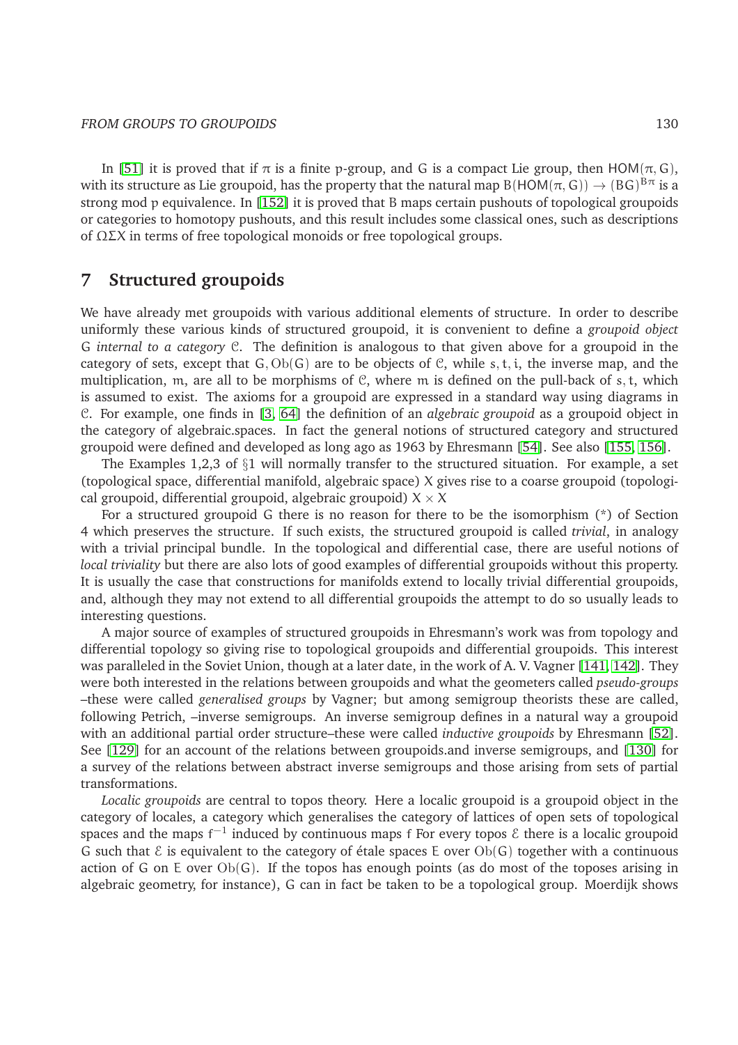In [51] it is proved that if $\pi$ is a finite p-group, and G is a compact Lie group, then $\mathsf{HOM}(\pi, G)$, with its structure as Lie groupoid, has the property that the natural map $B(\mathsf{HOM}(\pi, G)) \to (BG)^{B\pi}$ is a strong mod p equivalence. In [152] it is proved that B maps certain pushouts of topological groupoids or categories to homotopy pushouts, and this result includes some classical ones, such as descriptions of $\Omega\Sigma X$ in terms of free topological monoids or free topological groups.

## 7 Structured groupoids

We have already met groupoids with various additional elements of structure. In order to describe uniformly these various kinds of structured groupoid, it is convenient to define a *groupoid object* G *internal to a category* $\mathcal{C}$. The definition is analogous to that given above for a groupoid in the category of sets, except that $G, \mathrm{Ob}(G)$ are to be objects of $\mathcal{C}$, while $s, t, i$, the inverse map, and the multiplication, $m$, are all to be morphisms of $\mathcal{C}$, where $m$ is defined on the pull-back of $s, t$, which is assumed to exist. The axioms for a groupoid are expressed in a standard way using diagrams in $\mathcal{C}$. For example, one finds in [3, 64] the definition of an *algebraic groupoid* as a groupoid object in the category of algebraic.spaces. In fact the general notions of structured category and structured groupoid were defined and developed as long ago as 1963 by Ehresmann [54]. See also [155, 156].

The Examples 1,2,3 of §1 will normally transfer to the structured situation. For example, a set (topological space, differential manifold, algebraic space) X gives rise to a coarse groupoid (topological groupoid, differential groupoid, algebraic groupoid) $X \times X$

For a structured groupoid G there is no reason for there to be the isomorphism (*) of Section 4 which preserves the structure. If such exists, the structured groupoid is called *trivial*, in analogy with a trivial principal bundle. In the topological and differential case, there are useful notions of *local triviality* but there are also lots of good examples of differential groupoids without this property. It is usually the case that constructions for manifolds extend to locally trivial differential groupoids, and, although they may not extend to all differential groupoids the attempt to do so usually leads to interesting questions.

A major source of examples of structured groupoids in Ehresmann's work was from topology and differential topology so giving rise to topological groupoids and differential groupoids. This interest was paralleled in the Soviet Union, though at a later date, in the work of A. V. Vagner [141, 142]. They were both interested in the relations between groupoids and what the geometers called *pseudo-groups* –these were called *generalised groups* by Vagner; but among semigroup theorists these are called, following Petrich, –inverse semigroups. An inverse semigroup defines in a natural way a groupoid with an additional partial order structure–these were called *inductive groupoids* by Ehresmann [52]. See [129] for an account of the relations between groupoids.and inverse semigroups, and [130] for a survey of the relations between abstract inverse semigroups and those arising from sets of partial transformations.

*Localic groupoids* are central to topos theory. Here a localic groupoid is a groupoid object in the category of locales, a category which generalises the category of lattices of open sets of topological spaces and the maps $f^{-1}$ induced by continuous maps f For every topos $\mathcal{E}$ there is a localic groupoid G such that $\mathcal{E}$ is equivalent to the category of étale spaces E over $\mathrm{Ob}(G)$ together with a continuous action of G on E over $\mathrm{Ob}(G)$. If the topos has enough points (as do most of the toposes arising in algebraic geometry, for instance), G can in fact be taken to be a topological group. Moerdijk shows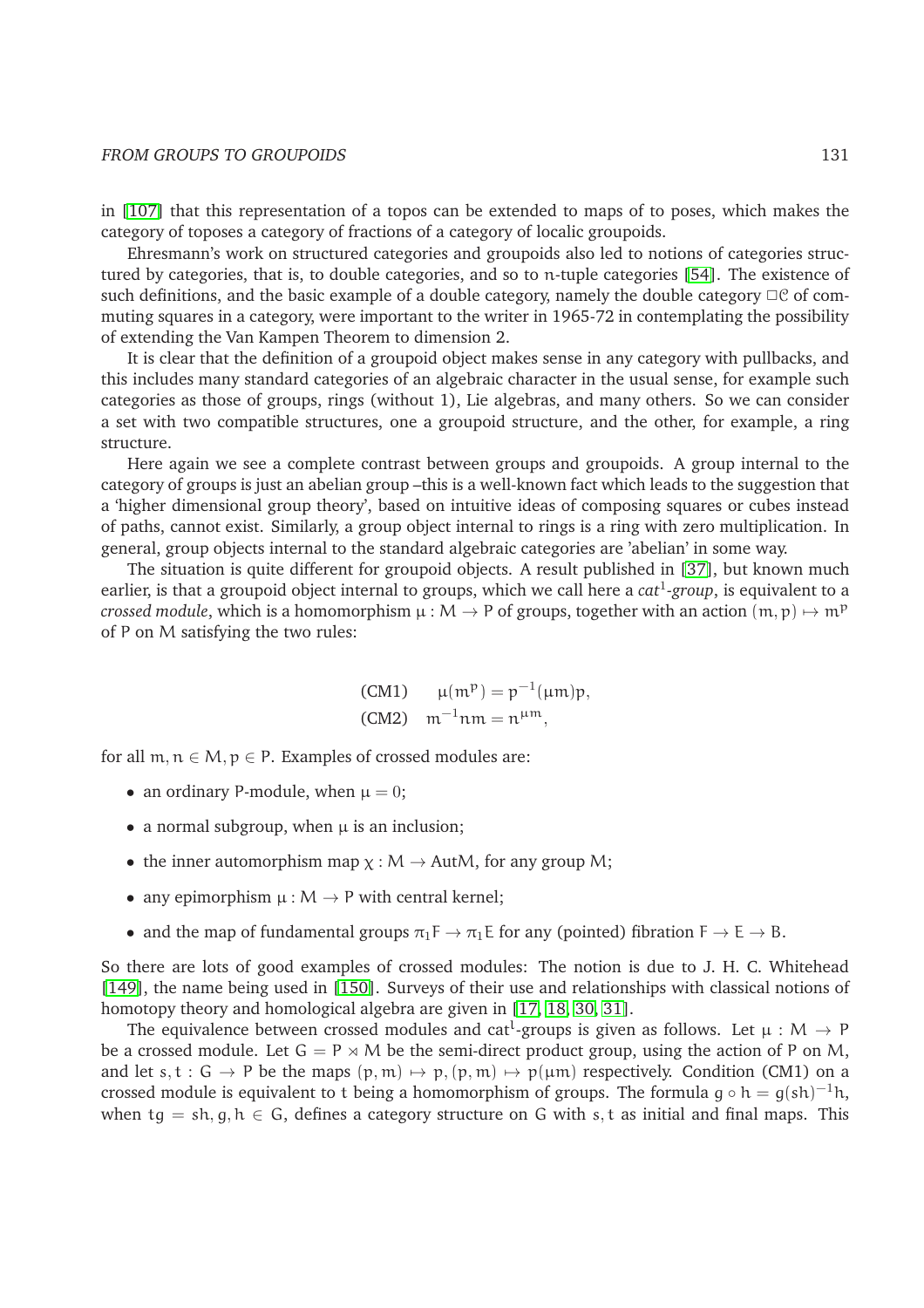in [107] that this representation of a topos can be extended to maps of to poses, which makes the category of toposes a category of fractions of a category of localic groupoids.

Ehresmann's work on structured categories and groupoids also led to notions of categories structured by categories, that is, to double categories, and so to $n$-tuple categories [54]. The existence of such definitions, and the basic example of a double category, namely the double category $\square\mathcal{C}$ of commuting squares in a category, were important to the writer in 1965-72 in contemplating the possibility of extending the Van Kampen Theorem to dimension 2.

It is clear that the definition of a groupoid object makes sense in any category with pullbacks, and this includes many standard categories of an algebraic character in the usual sense, for example such categories as those of groups, rings (without 1), Lie algebras, and many others. So we can consider a set with two compatible structures, one a groupoid structure, and the other, for example, a ring structure.

Here again we see a complete contrast between groups and groupoids. A group internal to the category of groups is just an abelian group –this is a well-known fact which leads to the suggestion that a 'higher dimensional group theory', based on intuitive ideas of composing squares or cubes instead of paths, cannot exist. Similarly, a group object internal to rings is a ring with zero multiplication. In general, group objects internal to the standard algebraic categories are 'abelian' in some way.

The situation is quite different for groupoid objects. A result published in [37], but known much earlier, is that a groupoid object internal to groups, which we call here a *cat*$^1$*-group*, is equivalent to a *crossed module*, which is a homomorphism $\mu : M \to P$ of groups, together with an action $(m, p) \mapsto m^p$ of $P$ on $M$ satisfying the two rules:

$$\text{(CM1)} \qquad \mu(m^p) = p^{-1}(\mu m)p,$$
$$\text{(CM2)} \qquad m^{-1}nm = n^{\mu m},$$

for all $m, n \in M, p \in P$. Examples of crossed modules are:

- an ordinary $P$-module, when $\mu = 0$;
- a normal subgroup, when $\mu$ is an inclusion;
- the inner automorphism map $\chi : M \to \mathrm{Aut}M$, for any group $M$;
- any epimorphism $\mu : M \to P$ with central kernel;
- and the map of fundamental groups $\pi_1 F \to \pi_1 E$ for any (pointed) fibration $F \to E \to B$.

So there are lots of good examples of crossed modules: The notion is due to J. H. C. Whitehead [149], the name being used in [150]. Surveys of their use and relationships with classical notions of homotopy theory and homological algebra are given in [17, 18, 30, 31].

The equivalence between crossed modules and cat$^1$-groups is given as follows. Let $\mu : M \to P$ be a crossed module. Let $G = P \ltimes M$ be the semi-direct product group, using the action of $P$ on $M$, and let $s, t : G \to P$ be the maps $(p, m) \mapsto p, (p, m) \mapsto p(\mu m)$ respectively. Condition (CM1) on a crossed module is equivalent to $t$ being a homomorphism of groups. The formula $g \circ h = g(sh)^{-1}h$, when $tg = sh, g, h \in G$, defines a category structure on $G$ with $s, t$ as initial and final maps. This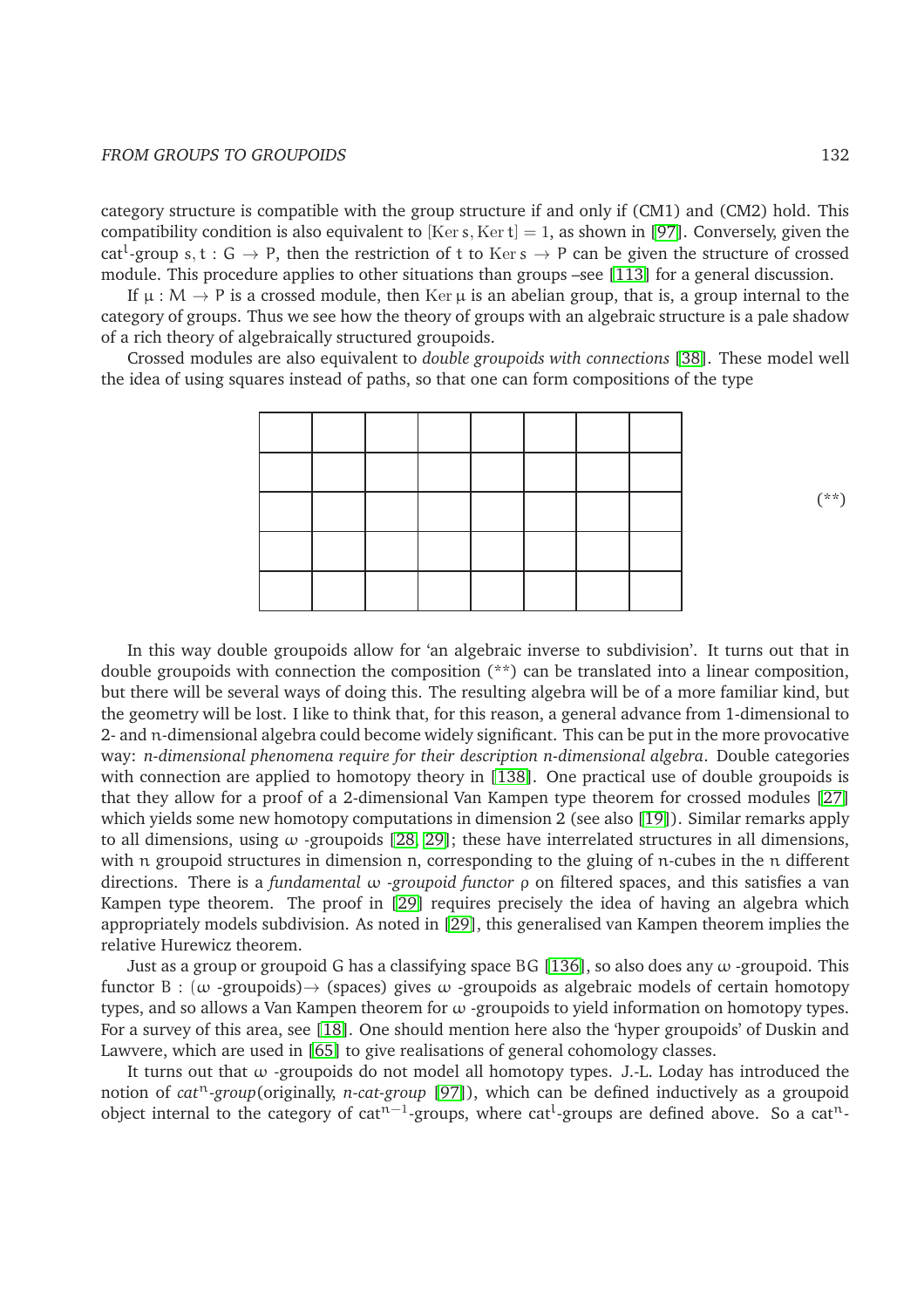category structure is compatible with the group structure if and only if (CM1) and (CM2) hold. This compatibility condition is also equivalent to $[\operatorname{Ker} s, \operatorname{Ker} t] = 1$, as shown in [97]. Conversely, given the $\mathrm{cat}^1$-group $s, t : G \to P$, then the restriction of $t$ to $\operatorname{Ker} s \to P$ can be given the structure of crossed module. This procedure applies to other situations than groups –see [113] for a general discussion.

If $\mu : M \to P$ is a crossed module, then $\operatorname{Ker} \mu$ is an abelian group, that is, a group internal to the category of groups. Thus we see how the theory of groups with an algebraic structure is a pale shadow of a rich theory of algebraically structured groupoids.

Crossed modules are also equivalent to *double groupoids with connections* [38]. These model well the idea of using squares instead of paths, so that one can form compositions of the type

| | | | | | | | |
|---|---|---|---|---|---|---|---|
| | | | | | | | |
| | | | | | | | |
| | | | | | | | |
| | | | | | | | |

(**)

In this way double groupoids allow for 'an algebraic inverse to subdivision'. It turns out that in double groupoids with connection the composition (**) can be translated into a linear composition, but there will be several ways of doing this. The resulting algebra will be of a more familiar kind, but the geometry will be lost. I like to think that, for this reason, a general advance from 1-dimensional to 2- and $n$-dimensional algebra could become widely significant. This can be put in the more provocative way: *$n$-dimensional phenomena require for their description $n$-dimensional algebra*. Double categories with connection are applied to homotopy theory in [138]. One practical use of double groupoids is that they allow for a proof of a 2-dimensional Van Kampen type theorem for crossed modules [27] which yields some new homotopy computations in dimension 2 (see also [19]). Similar remarks apply to all dimensions, using $\omega$ -groupoids [28, 29]; these have interrelated structures in all dimensions, with $n$ groupoid structures in dimension $n$, corresponding to the gluing of $n$-cubes in the $n$ different directions. There is a *fundamental $\omega$ -groupoid functor* $\rho$ on filtered spaces, and this satisfies a van Kampen type theorem. The proof in [29] requires precisely the idea of having an algebra which appropriately models subdivision. As noted in [29], this generalised van Kampen theorem implies the relative Hurewicz theorem.

Just as a group or groupoid $G$ has a classifying space $BG$ [136], so also does any $\omega$ -groupoid. This functor $B : (\omega\text{ -groupoids}) \to (\text{spaces})$ gives $\omega$ -groupoids as algebraic models of certain homotopy types, and so allows a Van Kampen theorem for $\omega$ -groupoids to yield information on homotopy types. For a survey of this area, see [18]. One should mention here also the 'hyper groupoids' of Duskin and Lawvere, which are used in [65] to give realisations of general cohomology classes.

It turns out that $\omega$ -groupoids do not model all homotopy types. J.-L. Loday has introduced the notion of *$\mathrm{cat}^n$-group*(originally, *$n$-cat-group* [97]), which can be defined inductively as a groupoid object internal to the category of $\mathrm{cat}^{n-1}$-groups, where $\mathrm{cat}^1$-groups are defined above. So a $\mathrm{cat}^n$-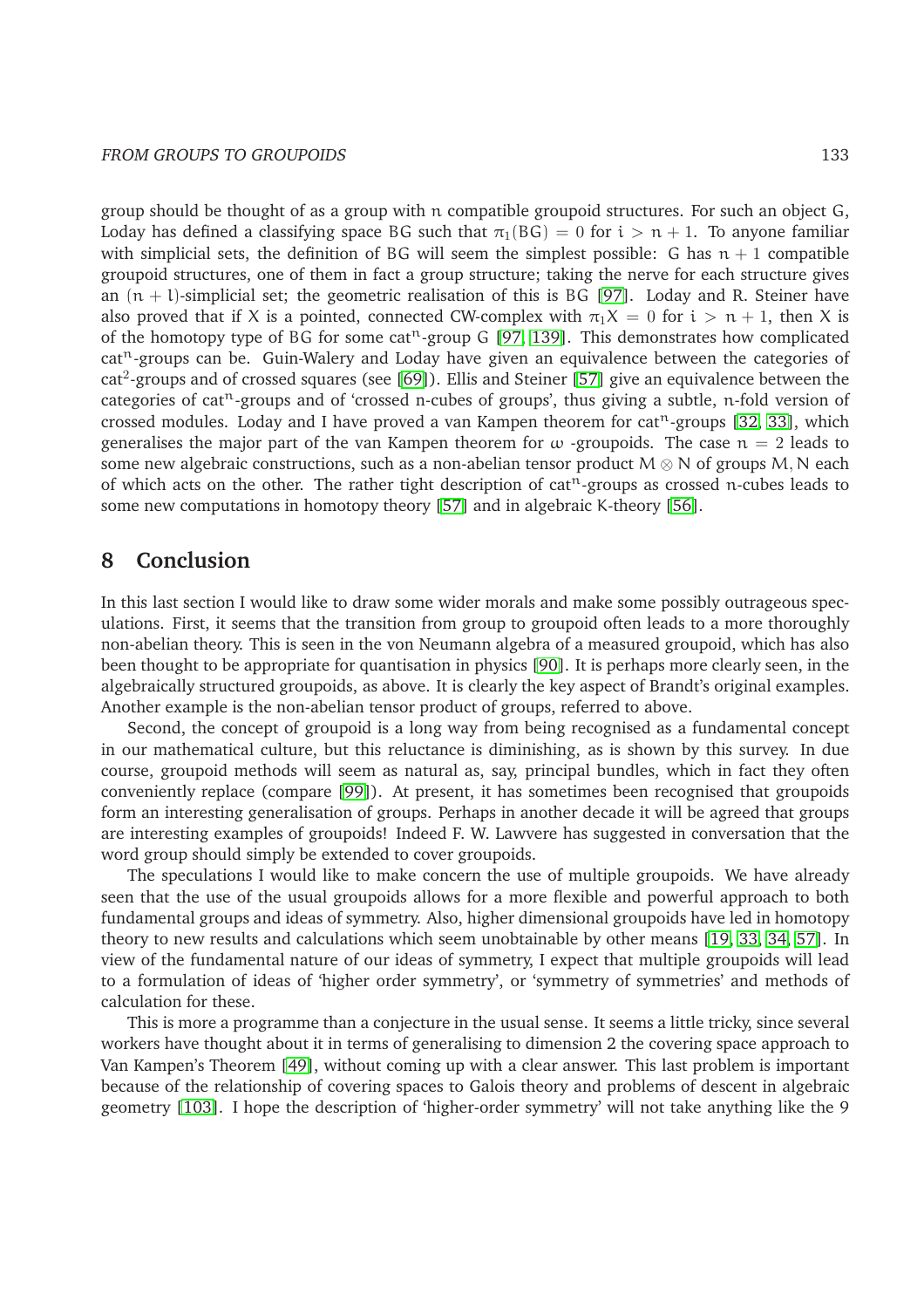group should be thought of as a group with $n$ compatible groupoid structures. For such an object $G$, Loday has defined a classifying space $BG$ such that $\pi_i(BG) = 0$ for $i > n + 1$. To anyone familiar with simplicial sets, the definition of $BG$ will seem the simplest possible: $G$ has $n + 1$ compatible groupoid structures, one of them in fact a group structure; taking the nerve for each structure gives an $(n + l)$-simplicial set; the geometric realisation of this is $BG$ [97]. Loday and R. Steiner have also proved that if $X$ is a pointed, connected CW-complex with $\pi_i X = 0$ for $i > n + 1$, then $X$ is of the homotopy type of $BG$ for some cat$^n$-group $G$ [97, 139]. This demonstrates how complicated cat$^n$-groups can be. Guin-Walery and Loday have given an equivalence between the categories of cat$^2$-groups and of crossed squares (see [69]). Ellis and Steiner [57] give an equivalence between the categories of cat$^n$-groups and of 'crossed n-cubes of groups', thus giving a subtle, $n$-fold version of crossed modules. Loday and I have proved a van Kampen theorem for cat$^n$-groups [32, 33], which generalises the major part of the van Kampen theorem for $\omega$ -groupoids. The case $n = 2$ leads to some new algebraic constructions, such as a non-abelian tensor product $M \otimes N$ of groups $M, N$ each of which acts on the other. The rather tight description of cat$^n$-groups as crossed $n$-cubes leads to some new computations in homotopy theory [57] and in algebraic K-theory [56].

## 8 Conclusion

In this last section I would like to draw some wider morals and make some possibly outrageous speculations. First, it seems that the transition from group to groupoid often leads to a more thoroughly non-abelian theory. This is seen in the von Neumann algebra of a measured groupoid, which has also been thought to be appropriate for quantisation in physics [90]. It is perhaps more clearly seen, in the algebraically structured groupoids, as above. It is clearly the key aspect of Brandt's original examples. Another example is the non-abelian tensor product of groups, referred to above.

Second, the concept of groupoid is a long way from being recognised as a fundamental concept in our mathematical culture, but this reluctance is diminishing, as is shown by this survey. In due course, groupoid methods will seem as natural as, say, principal bundles, which in fact they often conveniently replace (compare [99]). At present, it has sometimes been recognised that groupoids form an interesting generalisation of groups. Perhaps in another decade it will be agreed that groups are interesting examples of groupoids! Indeed F. W. Lawvere has suggested in conversation that the word group should simply be extended to cover groupoids.

The speculations I would like to make concern the use of multiple groupoids. We have already seen that the use of the usual groupoids allows for a more flexible and powerful approach to both fundamental groups and ideas of symmetry. Also, higher dimensional groupoids have led in homotopy theory to new results and calculations which seem unobtainable by other means [19, 33, 34, 57]. In view of the fundamental nature of our ideas of symmetry, I expect that multiple groupoids will lead to a formulation of ideas of 'higher order symmetry', or 'symmetry of symmetries' and methods of calculation for these.

This is more a programme than a conjecture in the usual sense. It seems a little tricky, since several workers have thought about it in terms of generalising to dimension 2 the covering space approach to Van Kampen's Theorem [49], without coming up with a clear answer. This last problem is important because of the relationship of covering spaces to Galois theory and problems of descent in algebraic geometry [103]. I hope the description of 'higher-order symmetry' will not take anything like the 9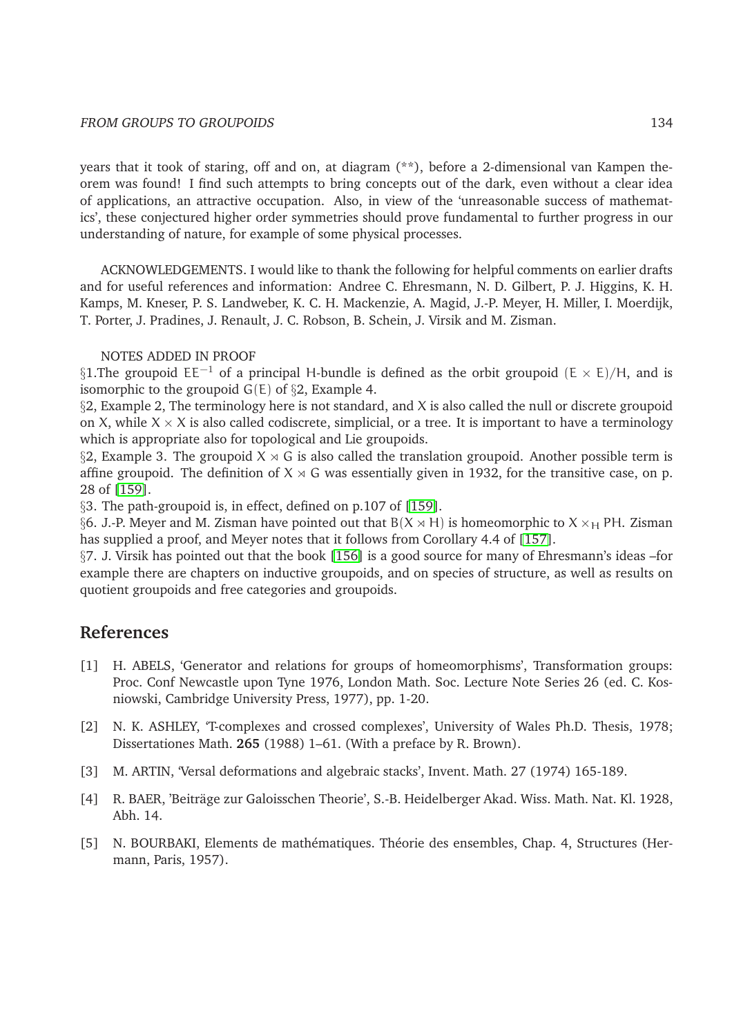years that it took of staring, off and on, at diagram (**), before a 2-dimensional van Kampen theorem was found! I find such attempts to bring concepts out of the dark, even without a clear idea of applications, an attractive occupation. Also, in view of the 'unreasonable success of mathematics', these conjectured higher order symmetries should prove fundamental to further progress in our understanding of nature, for example of some physical processes.

ACKNOWLEDGEMENTS. I would like to thank the following for helpful comments on earlier drafts and for useful references and information: Andree C. Ehresmann, N. D. Gilbert, P. J. Higgins, K. H. Kamps, M. Kneser, P. S. Landweber, K. C. H. Mackenzie, A. Magid, J.-P. Meyer, H. Miller, I. Moerdijk, T. Porter, J. Pradines, J. Renault, J. C. Robson, B. Schein, J. Virsik and M. Zisman.

NOTES ADDED IN PROOF

§1.The groupoid $EE^{-1}$ of a principal $H$-bundle is defined as the orbit groupoid $(E \times E)/H$, and is isomorphic to the groupoid $G(E)$ of §2, Example 4.

§2, Example 2, The terminology here is not standard, and $X$ is also called the null or discrete groupoid on $X$, while $X \times X$ is also called codiscrete, simplicial, or a tree. It is important to have a terminology which is appropriate also for topological and Lie groupoids.

§2, Example 3. The groupoid $X \rtimes G$ is also called the translation groupoid. Another possible term is affine groupoid. The definition of $X \rtimes G$ was essentially given in 1932, for the transitive case, on p. 28 of [159].

§3. The path-groupoid is, in effect, defined on p.107 of [159].

§6. J.-P. Meyer and M. Zisman have pointed out that $B(X \rtimes H)$ is homeomorphic to $X \times_H PH$. Zisman has supplied a proof, and Meyer notes that it follows from Corollary 4.4 of [157].

§7. J. Virsik has pointed out that the book [156] is a good source for many of Ehresmann's ideas –for example there are chapters on inductive groupoids, and on species of structure, as well as results on quotient groupoids and free categories and groupoids.

## References

[1] H. ABELS, 'Generator and relations for groups of homeomorphisms', Transformation groups: Proc. Conf Newcastle upon Tyne 1976, London Math. Soc. Lecture Note Series 26 (ed. C. Kosniowski, Cambridge University Press, 1977), pp. 1-20.

[2] N. K. ASHLEY, 'T-complexes and crossed complexes', University of Wales Ph.D. Thesis, 1978; Dissertationes Math. **265** (1988) 1–61. (With a preface by R. Brown).

[3] M. ARTIN, 'Versal deformations and algebraic stacks', Invent. Math. 27 (1974) 165-189.

[4] R. BAER, 'Beiträge zur Galoisschen Theorie', S.-B. Heidelberger Akad. Wiss. Math. Nat. Kl. 1928, Abh. 14.

[5] N. BOURBAKI, Elements de mathématiques. Théorie des ensembles, Chap. 4, Structures (Hermann, Paris, 1957).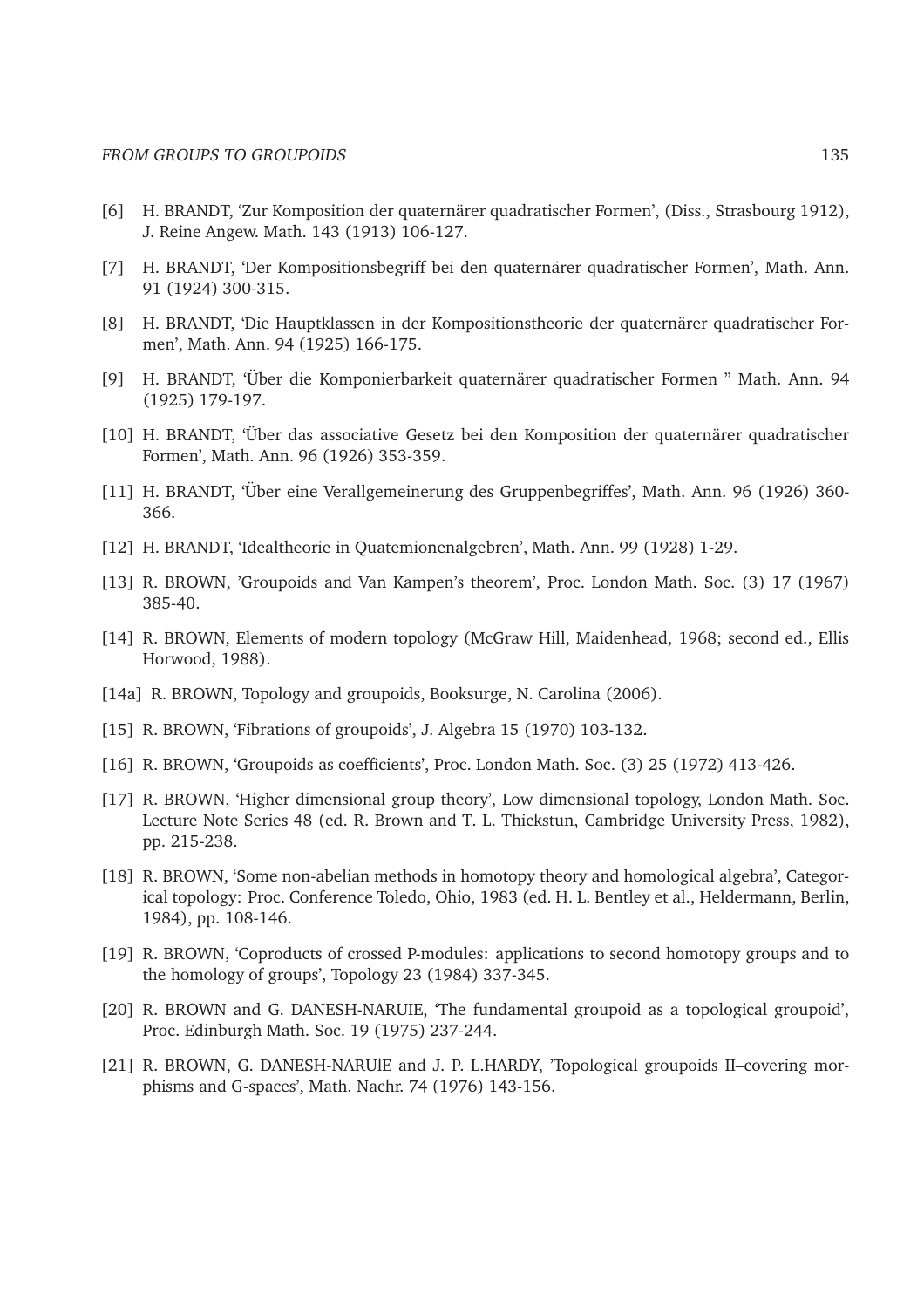[6] H. BRANDT, 'Zur Komposition der quaternärer quadratischer Formen', (Diss., Strasbourg 1912), J. Reine Angew. Math. 143 (1913) 106-127.

[7] H. BRANDT, 'Der Kompositionsbegriff bei den quaternärer quadratischer Formen', Math. Ann. 91 (1924) 300-315.

[8] H. BRANDT, 'Die Hauptklassen in der Kompositionstheorie der quaternärer quadratischer Formen', Math. Ann. 94 (1925) 166-175.

[9] H. BRANDT, 'Über die Komponierbarkeit quaternärer quadratischer Formen " Math. Ann. 94 (1925) 179-197.

[10] H. BRANDT, 'Über das associative Gesetz bei den Komposition der quaternärer quadratischer Formen', Math. Ann. 96 (1926) 353-359.

[11] H. BRANDT, 'Über eine Verallgemeinerung des Gruppenbegriffes', Math. Ann. 96 (1926) 360-366.

[12] H. BRANDT, 'Idealtheorie in Quatemionenalgebren', Math. Ann. 99 (1928) 1-29.

[13] R. BROWN, 'Groupoids and Van Kampen's theorem', Proc. London Math. Soc. (3) 17 (1967) 385-40.

[14] R. BROWN, Elements of modern topology (McGraw Hill, Maidenhead, 1968; second ed., Ellis Horwood, 1988).

[14a] R. BROWN, Topology and groupoids, Booksurge, N. Carolina (2006).

[15] R. BROWN, 'Fibrations of groupoids', J. Algebra 15 (1970) 103-132.

[16] R. BROWN, 'Groupoids as coefficients', Proc. London Math. Soc. (3) 25 (1972) 413-426.

[17] R. BROWN, 'Higher dimensional group theory', Low dimensional topology, London Math. Soc. Lecture Note Series 48 (ed. R. Brown and T. L. Thickstun, Cambridge University Press, 1982), pp. 215-238.

[18] R. BROWN, 'Some non-abelian methods in homotopy theory and homological algebra', Categorical topology: Proc. Conference Toledo, Ohio, 1983 (ed. H. L. Bentley et al., Heldermann, Berlin, 1984), pp. 108-146.

[19] R. BROWN, 'Coproducts of crossed P-modules: applications to second homotopy groups and to the homology of groups', Topology 23 (1984) 337-345.

[20] R. BROWN and G. DANESH-NARUIE, 'The fundamental groupoid as a topological groupoid', Proc. Edinburgh Math. Soc. 19 (1975) 237-244.

[21] R. BROWN, G. DANESH-NARUlE and J. P. L.HARDY, 'Topological groupoids II–covering morphisms and G-spaces', Math. Nachr. 74 (1976) 143-156.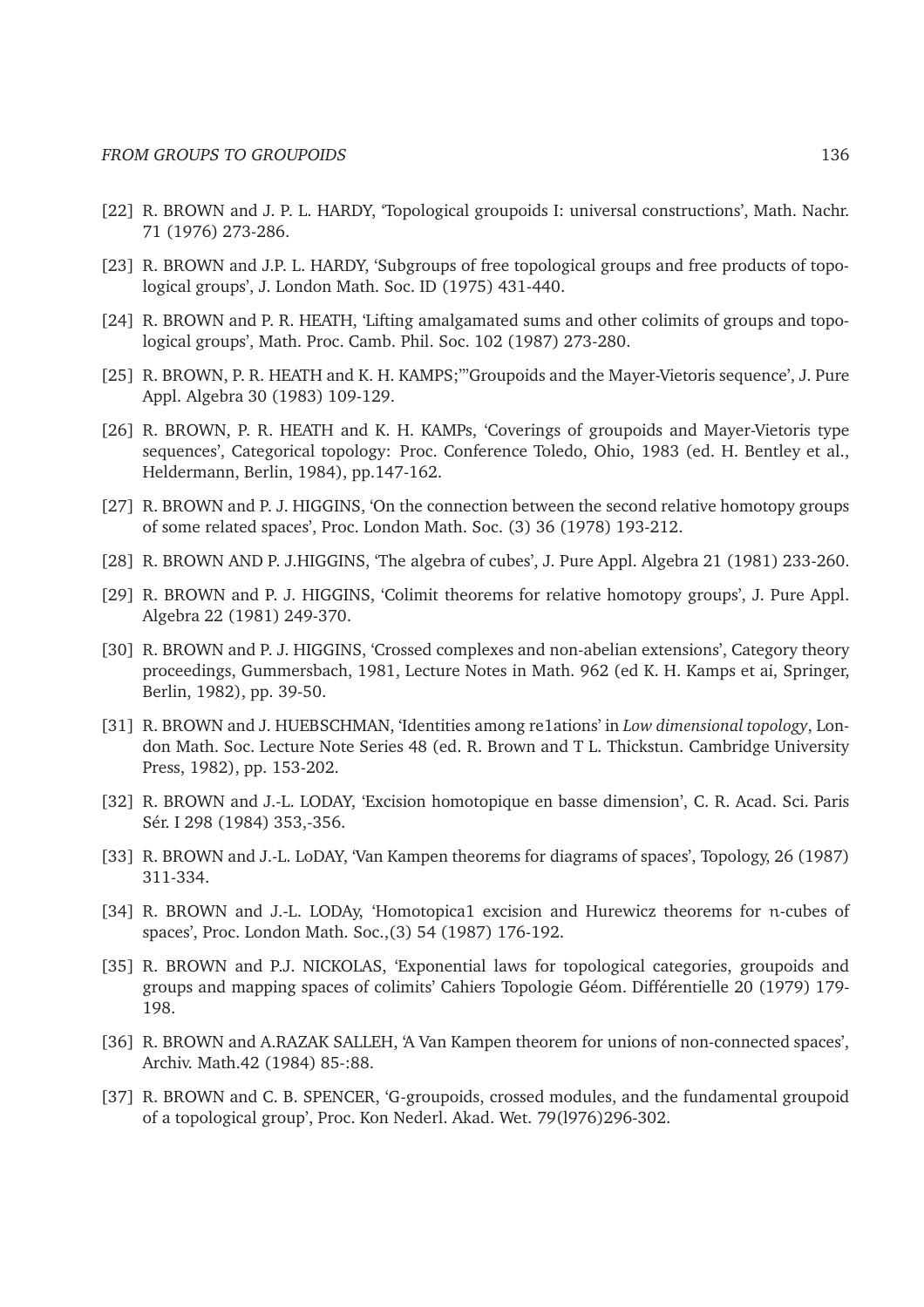[22] R. BROWN and J. P. L. HARDY, 'Topological groupoids I: universal constructions', Math. Nachr. 71 (1976) 273-286.

[23] R. BROWN and J.P. L. HARDY, 'Subgroups of free topological groups and free products of topological groups', J. London Math. Soc. ID (1975) 431-440.

[24] R. BROWN and P. R. HEATH, 'Lifting amalgamated sums and other colimits of groups and topological groups', Math. Proc. Camb. Phil. Soc. 102 (1987) 273-280.

[25] R. BROWN, P. R. HEATH and K. H. KAMPS;'"Groupoids and the Mayer-Vietoris sequence', J. Pure Appl. Algebra 30 (1983) 109-129.

[26] R. BROWN, P. R. HEATH and K. H. KAMPs, 'Coverings of groupoids and Mayer-Vietoris type sequences', Categorical topology: Proc. Conference Toledo, Ohio, 1983 (ed. H. Bentley et al., Heldermann, Berlin, 1984), pp.147-162.

[27] R. BROWN and P. J. HIGGINS, 'On the connection between the second relative homotopy groups of some related spaces', Proc. London Math. Soc. (3) 36 (1978) 193-212.

[28] R. BROWN AND P. J.HIGGINS, 'The algebra of cubes', J. Pure Appl. Algebra 21 (1981) 233-260.

[29] R. BROWN and P. J. HIGGINS, 'Colimit theorems for relative homotopy groups', J. Pure Appl. Algebra 22 (1981) 249-370.

[30] R. BROWN and P. J. HIGGINS, 'Crossed complexes and non-abelian extensions', Category theory proceedings, Gummersbach, 1981, Lecture Notes in Math. 962 (ed K. H. Kamps et ai, Springer, Berlin, 1982), pp. 39-50.

[31] R. BROWN and J. HUEBSCHMAN, 'Identities among re1ations' in *Low dimensional topology*, London Math. Soc. Lecture Note Series 48 (ed. R. Brown and T L. Thickstun. Cambridge University Press, 1982), pp. 153-202.

[32] R. BROWN and J.-L. LODAY, 'Excision homotopique en basse dimension', C. R. Acad. Sci. Paris Sér. I 298 (1984) 353,-356.

[33] R. BROWN and J.-L. LoDAY, 'Van Kampen theorems for diagrams of spaces', Topology, 26 (1987) 311-334.

[34] R. BROWN and J.-L. LODAy, 'Homotopica1 excision and Hurewicz theorems for $n$-cubes of spaces', Proc. London Math. Soc.,(3) 54 (1987) 176-192.

[35] R. BROWN and P.J. NICKOLAS, 'Exponential laws for topological categories, groupoids and groups and mapping spaces of colimits' Cahiers Topologie Géom. Différentielle 20 (1979) 179-198.

[36] R. BROWN and A.RAZAK SALLEH, 'A Van Kampen theorem for unions of non-connected spaces', Archiv. Math.42 (1984) 85-:88.

[37] R. BROWN and C. B. SPENCER, 'G-groupoids, crossed modules, and the fundamental groupoid of a topological group', Proc. Kon Nederl. Akad. Wet. 79(l976)296-302.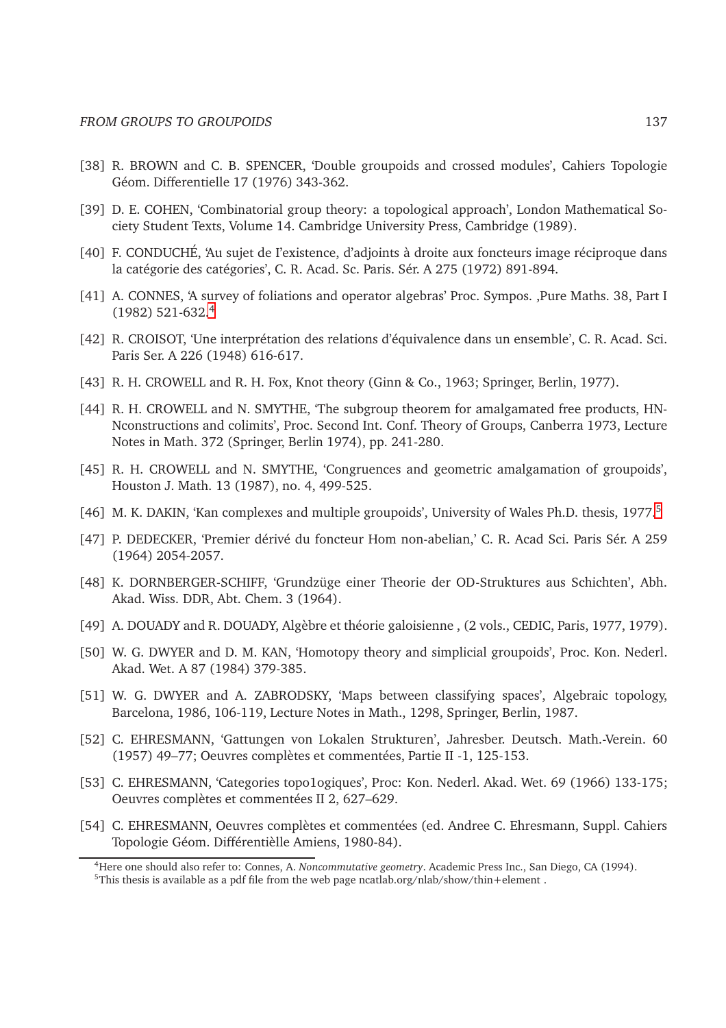[38] R. BROWN and C. B. SPENCER, 'Double groupoids and crossed modules', Cahiers Topologie Géom. Differentielle 17 (1976) 343-362.

[39] D. E. COHEN, 'Combinatorial group theory: a topological approach', London Mathematical Society Student Texts, Volume 14. Cambridge University Press, Cambridge (1989).

[40] F. CONDUCHÉ, 'Au sujet de l'existence, d'adjoints à droite aux foncteurs image réciproque dans la catégorie des catégories', C. R. Acad. Sc. Paris. Sér. A 275 (1972) 891-894.

[41] A. CONNES, 'A survey of foliations and operator algebras' Proc. Sympos. ,Pure Maths. 38, Part I (1982) 521-632.[4]

[42] R. CROISOT, 'Une interprétation des relations d'équivalence dans un ensemble', C. R. Acad. Sci. Paris Ser. A 226 (1948) 616-617.

[43] R. H. CROWELL and R. H. Fox, Knot theory (Ginn & Co., 1963; Springer, Berlin, 1977).

[44] R. H. CROWELL and N. SMYTHE, 'The subgroup theorem for amalgamated free products, HN-Nconstructions and colimits', Proc. Second Int. Conf. Theory of Groups, Canberra 1973, Lecture Notes in Math. 372 (Springer, Berlin 1974), pp. 241-280.

[45] R. H. CROWELL and N. SMYTHE, 'Congruences and geometric amalgamation of groupoids', Houston J. Math. 13 (1987), no. 4, 499-525.

[46] M. K. DAKIN, 'Kan complexes and multiple groupoids', University of Wales Ph.D. thesis, 1977.[5]

[47] P. DEDECKER, 'Premier dérivé du foncteur Hom non-abelian,' C. R. Acad Sci. Paris Sér. A 259 (1964) 2054-2057.

[48] K. DORNBERGER-SCHIFF, 'Grundzüge einer Theorie der OD-Struktures aus Schichten', Abh. Akad. Wiss. DDR, Abt. Chem. 3 (1964).

[49] A. DOUADY and R. DOUADY, Algèbre et théorie galoisienne , (2 vols., CEDIC, Paris, 1977, 1979).

[50] W. G. DWYER and D. M. KAN, 'Homotopy theory and simplicial groupoids', Proc. Kon. Nederl. Akad. Wet. A 87 (1984) 379-385.

[51] W. G. DWYER and A. ZABRODSKY, 'Maps between classifying spaces', Algebraic topology, Barcelona, 1986, 106-119, Lecture Notes in Math., 1298, Springer, Berlin, 1987.

[52] C. EHRESMANN, 'Gattungen von Lokalen Strukturen', Jahresber. Deutsch. Math.-Verein. 60 (1957) 49–77; Oeuvres complètes et commentées, Partie II -1, 125-153.

[53] C. EHRESMANN, 'Categories topo1ogiques', Proc: Kon. Nederl. Akad. Wet. 69 (1966) 133-175; Oeuvres complètes et commentées II 2, 627–629.

[54] C. EHRESMANN, Oeuvres complètes et commentées (ed. Andree C. Ehresmann, Suppl. Cahiers Topologie Géom. Différentièlle Amiens, 1980-84).

---

[4] Here one should also refer to: Connes, A. *Noncommutative geometry*. Academic Press Inc., San Diego, CA (1994).

[5] This thesis is available as a pdf file from the web page ncatlab.org/nlab/show/thin+element .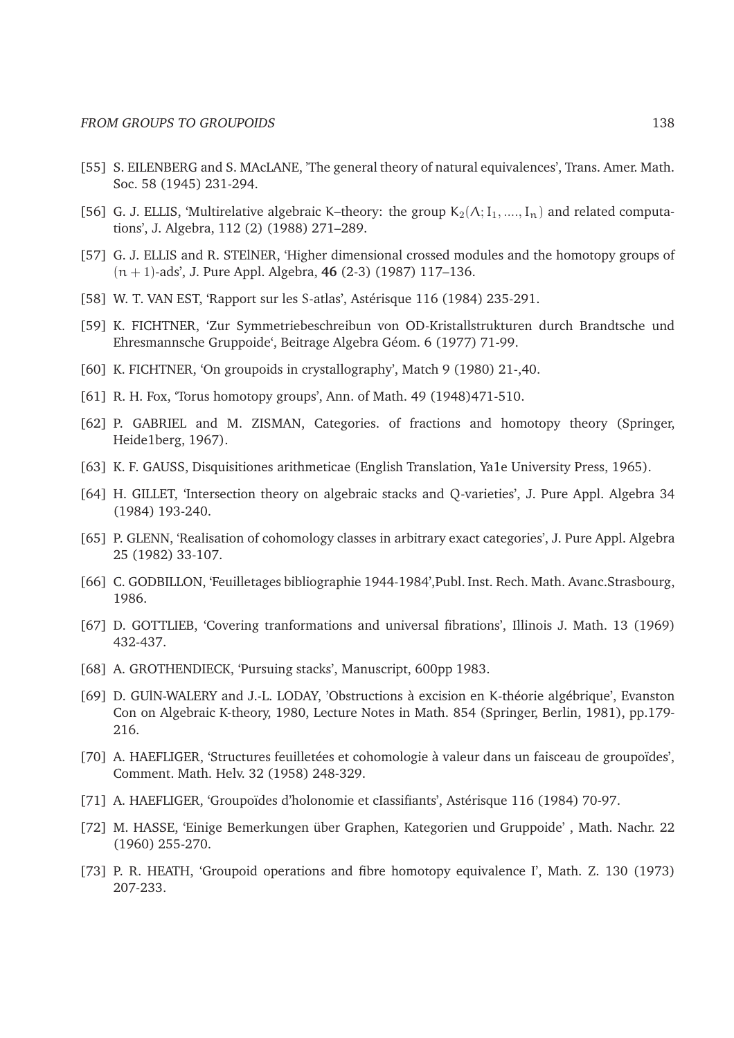[55] S. EILENBERG and S. MAcLANE, 'The general theory of natural equivalences', Trans. Amer. Math. Soc. 58 (1945) 231-294.

[56] G. J. ELLIS, 'Multirelative algebraic K–theory: the group $K_2(\Lambda; I_1, ...., I_n)$ and related computations', J. Algebra, 112 (2) (1988) 271–289.

[57] G. J. ELLIS and R. STElNER, 'Higher dimensional crossed modules and the homotopy groups of $(n+1)$-ads', J. Pure Appl. Algebra, **46** (2-3) (1987) 117–136.

[58] W. T. VAN EST, 'Rapport sur les S-atlas', Astérisque 116 (1984) 235-291.

[59] K. FICHTNER, 'Zur Symmetriebeschreibun von OD-Kristallstrukturen durch Brandtsche und Ehresmannsche Gruppoide', Beitrage Algebra Géom. 6 (1977) 71-99.

[60] K. FICHTNER, 'On groupoids in crystallography', Match 9 (1980) 21-,40.

[61] R. H. Fox, 'Torus homotopy groups', Ann. of Math. 49 (1948)471-510.

[62] P. GABRIEL and M. ZISMAN, Categories. of fractions and homotopy theory (Springer, Heide1berg, 1967).

[63] K. F. GAUSS, Disquisitiones arithmeticae (English Translation, Ya1e University Press, 1965).

[64] H. GILLET, 'Intersection theory on algebraic stacks and Q-varieties', J. Pure Appl. Algebra 34 (1984) 193-240.

[65] P. GLENN, 'Realisation of cohomology classes in arbitrary exact categories', J. Pure Appl. Algebra 25 (1982) 33-107.

[66] C. GODBILLON, 'Feuilletages bibliographie 1944-1984',Publ. Inst. Rech. Math. Avanc.Strasbourg, 1986.

[67] D. GOTTLIEB, 'Covering tranformations and universal fibrations', Illinois J. Math. 13 (1969) 432-437.

[68] A. GROTHENDIECK, 'Pursuing stacks', Manuscript, 600pp 1983.

[69] D. GUlN-WALERY and J.-L. LODAY, 'Obstructions à excision en K-théorie algébrique', Evanston Con on Algebraic K-theory, 1980, Lecture Notes in Math. 854 (Springer, Berlin, 1981), pp.179-216.

[70] A. HAEFLIGER, 'Structures feuilletées et cohomologie à valeur dans un faisceau de groupoïdes', Comment. Math. Helv. 32 (1958) 248-329.

[71] A. HAEFLIGER, 'Groupoïdes d'holonomie et cIassifiants', Astérisque 116 (1984) 70-97.

[72] M. HASSE, 'Einige Bemerkungen über Graphen, Kategorien und Gruppoide' , Math. Nachr. 22 (1960) 255-270.

[73] P. R. HEATH, 'Groupoid operations and fibre homotopy equivalence I', Math. Z. 130 (1973) 207-233.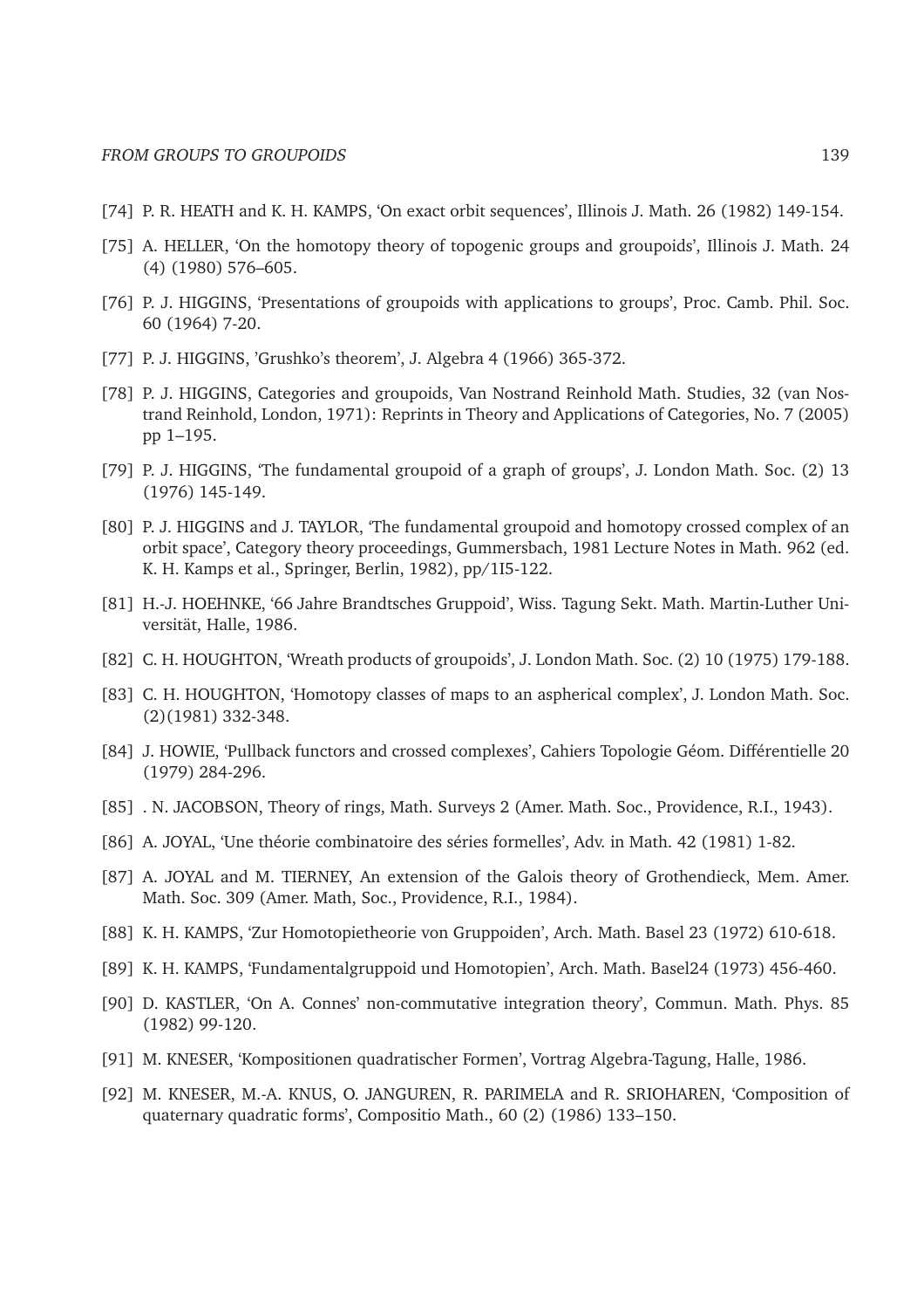[74] P. R. HEATH and K. H. KAMPS, 'On exact orbit sequences', Illinois J. Math. 26 (1982) 149-154.

[75] A. HELLER, 'On the homotopy theory of topogenic groups and groupoids', Illinois J. Math. 24 (4) (1980) 576–605.

[76] P. J. HIGGINS, 'Presentations of groupoids with applications to groups', Proc. Camb. Phil. Soc. 60 (1964) 7-20.

[77] P. J. HIGGINS, 'Grushko's theorem', J. Algebra 4 (1966) 365-372.

[78] P. J. HIGGINS, Categories and groupoids, Van Nostrand Reinhold Math. Studies, 32 (van Nostrand Reinhold, London, 1971): Reprints in Theory and Applications of Categories, No. 7 (2005) pp 1–195.

[79] P. J. HIGGINS, 'The fundamental groupoid of a graph of groups', J. London Math. Soc. (2) 13 (1976) 145-149.

[80] P. J. HIGGINS and J. TAYLOR, 'The fundamental groupoid and homotopy crossed complex of an orbit space', Category theory proceedings, Gummersbach, 1981 Lecture Notes in Math. 962 (ed. K. H. Kamps et al., Springer, Berlin, 1982), pp/1I5-122.

[81] H.-J. HOEHNKE, '66 Jahre Brandtsches Gruppoid', Wiss. Tagung Sekt. Math. Martin-Luther Universität, Halle, 1986.

[82] C. H. HOUGHTON, 'Wreath products of groupoids', J. London Math. Soc. (2) 10 (1975) 179-188.

[83] C. H. HOUGHTON, 'Homotopy classes of maps to an aspherical complex', J. London Math. Soc. (2)(1981) 332-348.

[84] J. HOWIE, 'Pullback functors and crossed complexes', Cahiers Topologie Géom. Différentielle 20 (1979) 284-296.

[85] . N. JACOBSON, Theory of rings, Math. Surveys 2 (Amer. Math. Soc., Providence, R.I., 1943).

[86] A. JOYAL, 'Une théorie combinatoire des séries formelles', Adv. in Math. 42 (1981) 1-82.

[87] A. JOYAL and M. TIERNEY, An extension of the Galois theory of Grothendieck, Mem. Amer. Math. Soc. 309 (Amer. Math, Soc., Providence, R.I., 1984).

[88] K. H. KAMPS, 'Zur Homotopietheorie von Gruppoiden', Arch. Math. Basel 23 (1972) 610-618.

[89] K. H. KAMPS, 'Fundamentalgruppoid und Homotopien', Arch. Math. Basel24 (1973) 456-460.

[90] D. KASTLER, 'On A. Connes' non-commutative integration theory', Commun. Math. Phys. 85 (1982) 99-120.

[91] M. KNESER, 'Kompositionen quadratischer Formen', Vortrag Algebra-Tagung, Halle, 1986.

[92] M. KNESER, M.-A. KNUS, O. JANGUREN, R. PARIMELA and R. SRIOHAREN, 'Composition of quaternary quadratic forms', Compositio Math., 60 (2) (1986) 133–150.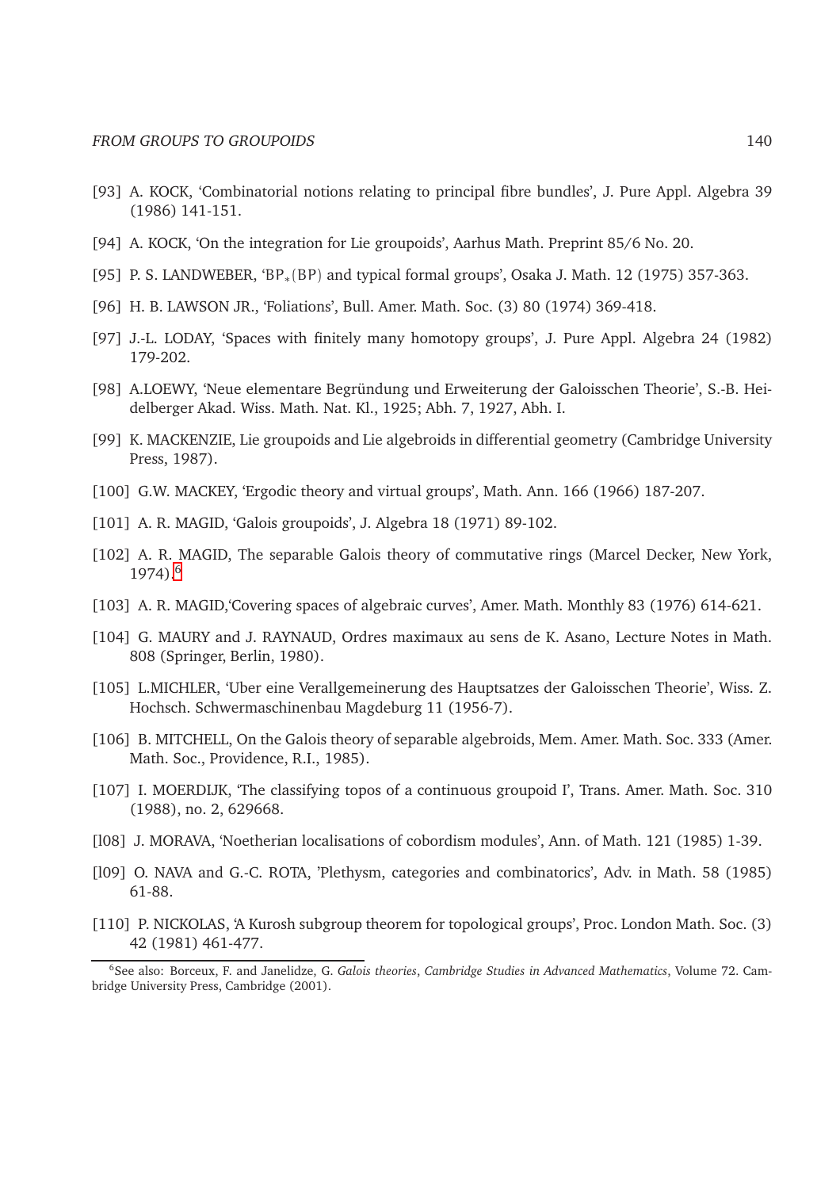[93] A. KOCK, 'Combinatorial notions relating to principal fibre bundles', J. Pure Appl. Algebra 39 (1986) 141-151.

[94] A. KOCK, 'On the integration for Lie groupoids', Aarhus Math. Preprint 85/6 No. 20.

[95] P. S. LANDWEBER, '$BP_*(BP)$ and typical formal groups', Osaka J. Math. 12 (1975) 357-363.

[96] H. B. LAWSON JR., 'Foliations', Bull. Amer. Math. Soc. (3) 80 (1974) 369-418.

[97] J.-L. LODAY, 'Spaces with finitely many homotopy groups', J. Pure Appl. Algebra 24 (1982) 179-202.

[98] A.LOEWY, 'Neue elementare Begründung und Erweiterung der Galoisschen Theorie', S.-B. Heidelberger Akad. Wiss. Math. Nat. Kl., 1925; Abh. 7, 1927, Abh. I.

[99] K. MACKENZIE, Lie groupoids and Lie algebroids in differential geometry (Cambridge University Press, 1987).

[100] G.W. MACKEY, 'Ergodic theory and virtual groups', Math. Ann. 166 (1966) 187-207.

[101] A. R. MAGID, 'Galois groupoids', J. Algebra 18 (1971) 89-102.

[102] A. R. MAGID, The separable Galois theory of commutative rings (Marcel Decker, New York, 1974).[6]

[103] A. R. MAGID,'Covering spaces of algebraic curves', Amer. Math. Monthly 83 (1976) 614-621.

[104] G. MAURY and J. RAYNAUD, Ordres maximaux au sens de K. Asano, Lecture Notes in Math. 808 (Springer, Berlin, 1980).

[105] L.MICHLER, 'Uber eine Verallgemeinerung des Hauptsatzes der Galoisschen Theorie', Wiss. Z. Hochsch. Schwermaschinenbau Magdeburg 11 (1956-7).

[106] B. MITCHELL, On the Galois theory of separable algebroids, Mem. Amer. Math. Soc. 333 (Amer. Math. Soc., Providence, R.I., 1985).

[107] I. MOERDIJK, 'The classifying topos of a continuous groupoid I', Trans. Amer. Math. Soc. 310 (1988), no. 2, 629668.

[l08] J. MORAVA, 'Noetherian localisations of cobordism modules', Ann. of Math. 121 (1985) 1-39.

[l09] O. NAVA and G.-C. ROTA, 'Plethysm, categories and combinatorics', Adv. in Math. 58 (1985) 61-88.

[110] P. NICKOLAS, 'A Kurosh subgroup theorem for topological groups', Proc. London Math. Soc. (3) 42 (1981) 461-477.

[6] See also: Borceux, F. and Janelidze, G. *Galois theories*, *Cambridge Studies in Advanced Mathematics*, Volume 72. Cambridge University Press, Cambridge (2001).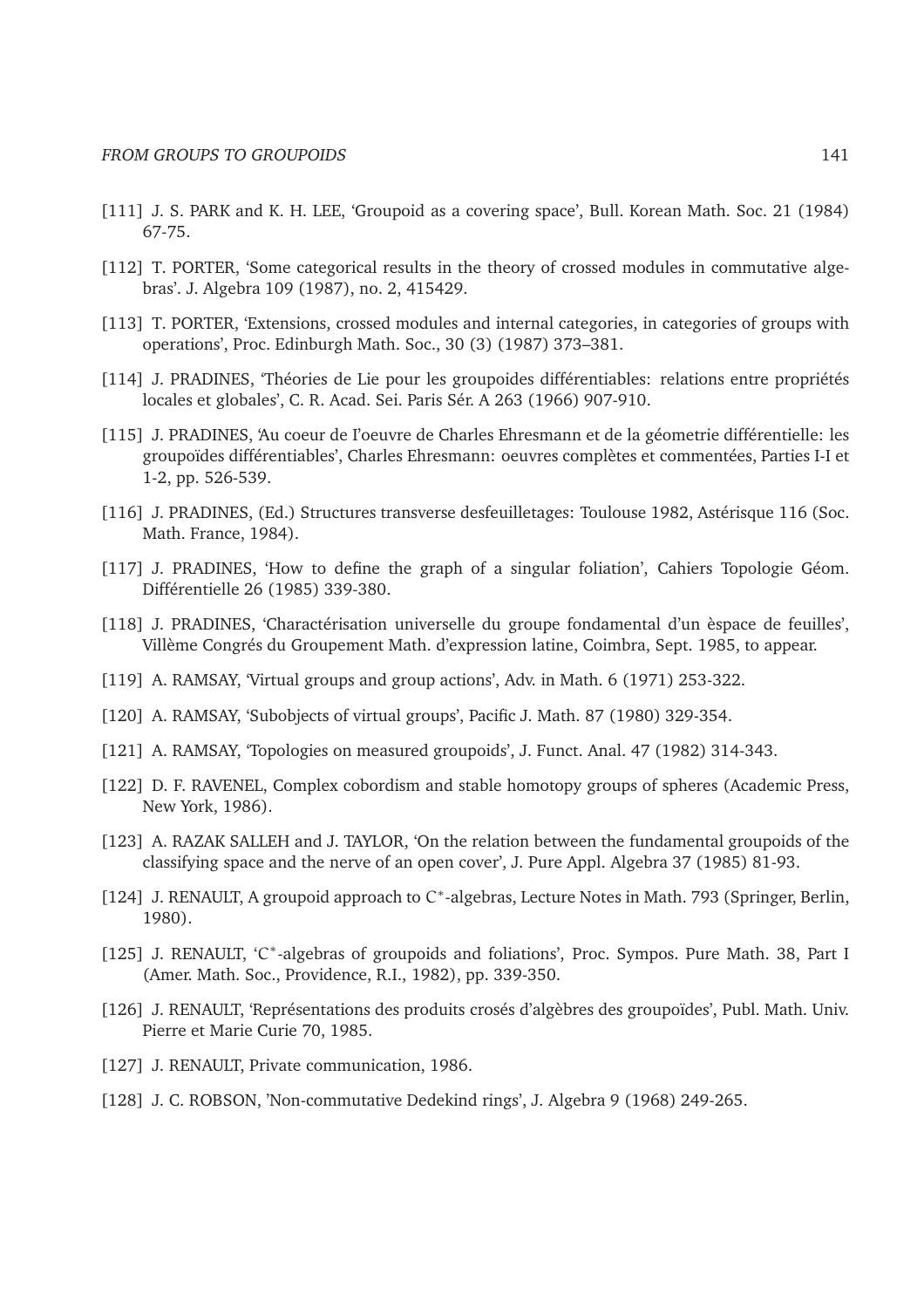[111] J. S. PARK and K. H. LEE, 'Groupoid as a covering space', Bull. Korean Math. Soc. 21 (1984) 67-75.

[112] T. PORTER, 'Some categorical results in the theory of crossed modules in commutative algebras'. J. Algebra 109 (1987), no. 2, 415429.

[113] T. PORTER, 'Extensions, crossed modules and internal categories, in categories of groups with operations', Proc. Edinburgh Math. Soc., 30 (3) (1987) 373–381.

[114] J. PRADINES, 'Théories de Lie pour les groupoides différentiables: relations entre propriétés locales et globales', C. R. Acad. Sei. Paris Sér. A 263 (1966) 907-910.

[115] J. PRADINES, 'Au coeur de l'oeuvre de Charles Ehresmann et de la géometrie différentielle: les groupoïdes différentiables', Charles Ehresmann: oeuvres complètes et commentées, Parties I-I et 1-2, pp. 526-539.

[116] J. PRADINES, (Ed.) Structures transverse desfeuilletages: Toulouse 1982, Astérisque 116 (Soc. Math. France, 1984).

[117] J. PRADINES, 'How to define the graph of a singular foliation', Cahiers Topologie Géom. Différentielle 26 (1985) 339-380.

[118] J. PRADINES, 'Charactérisation universelle du groupe fondamental d'un èspace de feuilles', Villème Congrés du Groupement Math. d'expression latine, Coimbra, Sept. 1985, to appear.

[119] A. RAMSAY, 'Virtual groups and group actions', Adv. in Math. 6 (1971) 253-322.

[120] A. RAMSAY, 'Subobjects of virtual groups', Pacific J. Math. 87 (1980) 329-354.

[121] A. RAMSAY, 'Topologies on measured groupoids', J. Funct. Anal. 47 (1982) 314-343.

[122] D. F. RAVENEL, Complex cobordism and stable homotopy groups of spheres (Academic Press, New York, 1986).

[123] A. RAZAK SALLEH and J. TAYLOR, 'On the relation between the fundamental groupoids of the classifying space and the nerve of an open cover', J. Pure Appl. Algebra 37 (1985) 81-93.

[124] J. RENAULT, A groupoid approach to $C^*$-algebras, Lecture Notes in Math. 793 (Springer, Berlin, 1980).

[125] J. RENAULT, '$C^*$-algebras of groupoids and foliations', Proc. Sympos. Pure Math. 38, Part I (Amer. Math. Soc., Providence, R.I., 1982), pp. 339-350.

[126] J. RENAULT, 'Représentations des produits crosés d'algèbres des groupoïdes', Publ. Math. Univ. Pierre et Marie Curie 70, 1985.

[127] J. RENAULT, Private communication, 1986.

[128] J. C. ROBSON, 'Non-commutative Dedekind rings', J. Algebra 9 (1968) 249-265.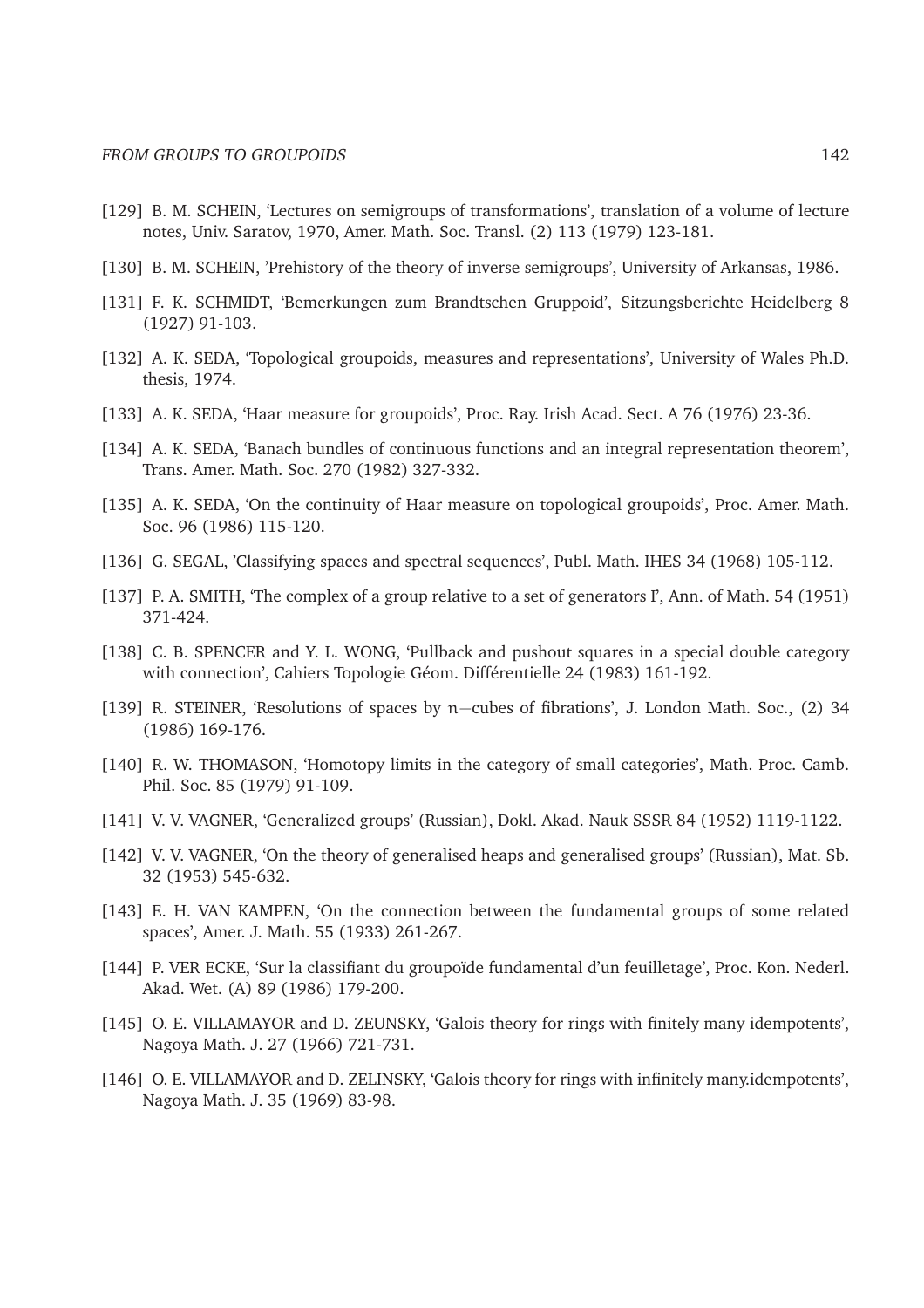[129] B. M. SCHEIN, 'Lectures on semigroups of transformations', translation of a volume of lecture notes, Univ. Saratov, 1970, Amer. Math. Soc. Transl. (2) 113 (1979) 123-181.

[130] B. M. SCHEIN, 'Prehistory of the theory of inverse semigroups', University of Arkansas, 1986.

[131] F. K. SCHMIDT, 'Bemerkungen zum Brandtschen Gruppoid', Sitzungsberichte Heidelberg 8 (1927) 91-103.

[132] A. K. SEDA, 'Topological groupoids, measures and representations', University of Wales Ph.D. thesis, 1974.

[133] A. K. SEDA, 'Haar measure for groupoids', Proc. Ray. Irish Acad. Sect. A 76 (1976) 23-36.

[134] A. K. SEDA, 'Banach bundles of continuous functions and an integral representation theorem', Trans. Amer. Math. Soc. 270 (1982) 327-332.

[135] A. K. SEDA, 'On the continuity of Haar measure on topological groupoids', Proc. Amer. Math. Soc. 96 (1986) 115-120.

[136] G. SEGAL, 'Classifying spaces and spectral sequences', Publ. Math. IHES 34 (1968) 105-112.

[137] P. A. SMITH, 'The complex of a group relative to a set of generators I', Ann. of Math. 54 (1951) 371-424.

[138] C. B. SPENCER and Y. L. WONG, 'Pullback and pushout squares in a special double category with connection', Cahiers Topologie Géom. Différentielle 24 (1983) 161-192.

[139] R. STEINER, 'Resolutions of spaces by $n-$cubes of fibrations', J. London Math. Soc., (2) 34 (1986) 169-176.

[140] R. W. THOMASON, 'Homotopy limits in the category of small categories', Math. Proc. Camb. Phil. Soc. 85 (1979) 91-109.

[141] V. V. VAGNER, 'Generalized groups' (Russian), Dokl. Akad. Nauk SSSR 84 (1952) 1119-1122.

[142] V. V. VAGNER, 'On the theory of generalised heaps and generalised groups' (Russian), Mat. Sb. 32 (1953) 545-632.

[143] E. H. VAN KAMPEN, 'On the connection between the fundamental groups of some related spaces', Amer. J. Math. 55 (1933) 261-267.

[144] P. VER ECKE, 'Sur la classifiant du groupoïde fundamental d'un feuilletage', Proc. Kon. Nederl. Akad. Wet. (A) 89 (1986) 179-200.

[145] O. E. VILLAMAYOR and D. ZEUNSKY, 'Galois theory for rings with finitely many idempotents', Nagoya Math. J. 27 (1966) 721-731.

[146] O. E. VILLAMAYOR and D. ZELINSKY, 'Galois theory for rings with infinitely many.idempotents', Nagoya Math. J. 35 (1969) 83-98.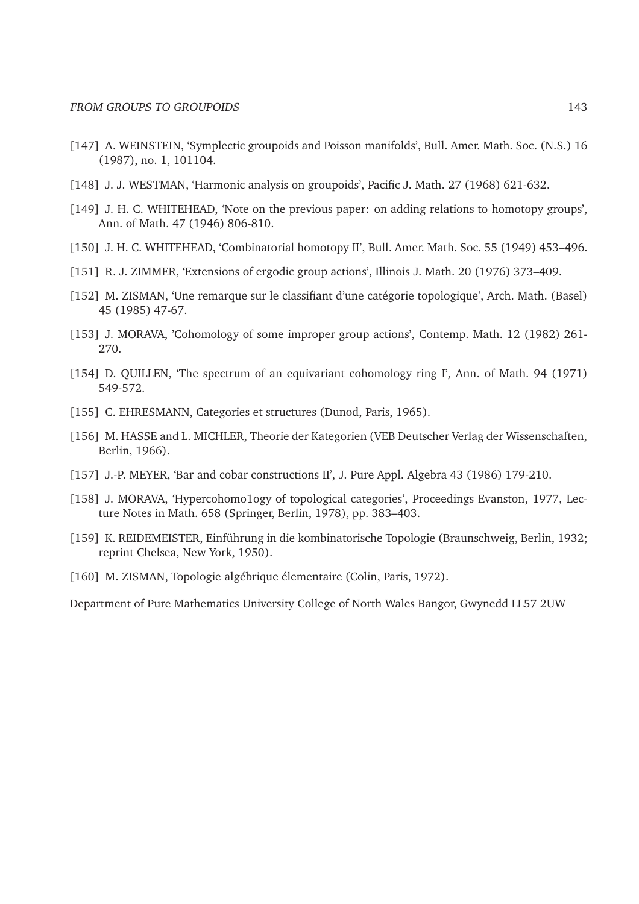[147] A. WEINSTEIN, 'Symplectic groupoids and Poisson manifolds', Bull. Amer. Math. Soc. (N.S.) 16 (1987), no. 1, 101104.

[148] J. J. WESTMAN, 'Harmonic analysis on groupoids', Pacific J. Math. 27 (1968) 621-632.

[149] J. H. C. WHITEHEAD, 'Note on the previous paper: on adding relations to homotopy groups', Ann. of Math. 47 (1946) 806-810.

[150] J. H. C. WHITEHEAD, 'Combinatorial homotopy II', Bull. Amer. Math. Soc. 55 (1949) 453–496.

[151] R. J. ZIMMER, 'Extensions of ergodic group actions', Illinois J. Math. 20 (1976) 373–409.

[152] M. ZISMAN, 'Une remarque sur le classifiant d'une catégorie topologique', Arch. Math. (Basel) 45 (1985) 47-67.

[153] J. MORAVA, 'Cohomology of some improper group actions', Contemp. Math. 12 (1982) 261-270.

[154] D. QUILLEN, 'The spectrum of an equivariant cohomology ring I', Ann. of Math. 94 (1971) 549-572.

[155] C. EHRESMANN, Categories et structures (Dunod, Paris, 1965).

[156] M. HASSE and L. MICHLER, Theorie der Kategorien (VEB Deutscher Verlag der Wissenschaften, Berlin, 1966).

[157] J.-P. MEYER, 'Bar and cobar constructions II', J. Pure Appl. Algebra 43 (1986) 179-210.

[158] J. MORAVA, 'Hypercohomo1ogy of topological categories', Proceedings Evanston, 1977, Lecture Notes in Math. 658 (Springer, Berlin, 1978), pp. 383–403.

[159] K. REIDEMEISTER, Einführung in die kombinatorische Topologie (Braunschweig, Berlin, 1932; reprint Chelsea, New York, 1950).

[160] M. ZISMAN, Topologie algébrique élementaire (Colin, Paris, 1972).

Department of Pure Mathematics University College of North Wales Bangor, Gwynedd LL57 2UW